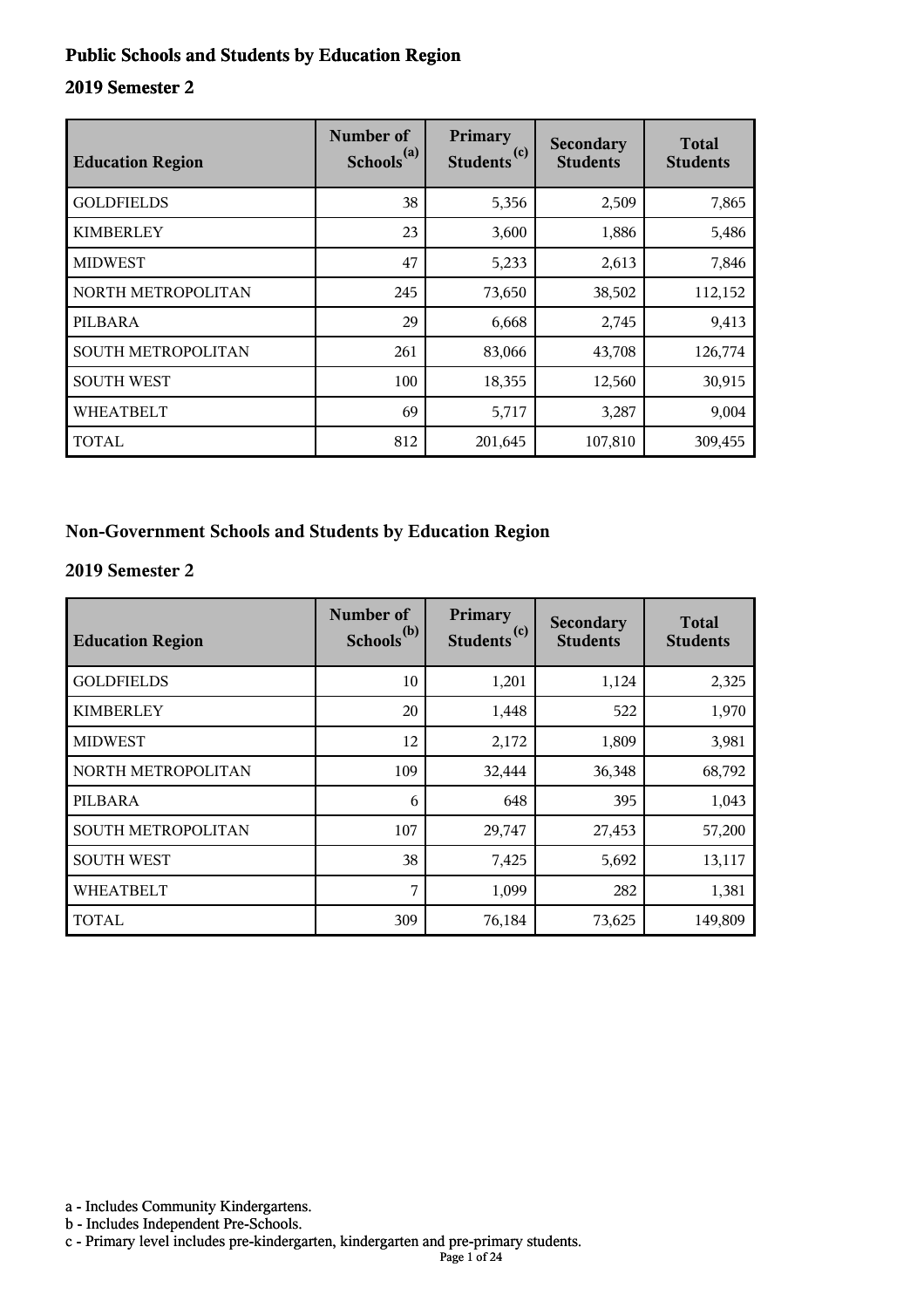## Public Schools and Students by Education Region

### 2019 Semester 2

| Education Region | Number of Schools[(a)] | Primary Students[(c)] | Secondary Students | Total Students |
|---|---|---|---|---|
| GOLDFIELDS | 38 | 5,356 | 2,509 | 7,865 |
| KIMBERLEY | 23 | 3,600 | 1,886 | 5,486 |
| MIDWEST | 47 | 5,233 | 2,613 | 7,846 |
| NORTH METROPOLITAN | 245 | 73,650 | 38,502 | 112,152 |
| PILBARA | 29 | 6,668 | 2,745 | 9,413 |
| SOUTH METROPOLITAN | 261 | 83,066 | 43,708 | 126,774 |
| SOUTH WEST | 100 | 18,355 | 12,560 | 30,915 |
| WHEATBELT | 69 | 5,717 | 3,287 | 9,004 |
| TOTAL | 812 | 201,645 | 107,810 | 309,455 |

## Non-Government Schools and Students by Education Region

### 2019 Semester 2

| Education Region | Number of Schools[(b)] | Primary Students[(c)] | Secondary Students | Total Students |
|---|---|---|---|---|
| GOLDFIELDS | 10 | 1,201 | 1,124 | 2,325 |
| KIMBERLEY | 20 | 1,448 | 522 | 1,970 |
| MIDWEST | 12 | 2,172 | 1,809 | 3,981 |
| NORTH METROPOLITAN | 109 | 32,444 | 36,348 | 68,792 |
| PILBARA | 6 | 648 | 395 | 1,043 |
| SOUTH METROPOLITAN | 107 | 29,747 | 27,453 | 57,200 |
| SOUTH WEST | 38 | 7,425 | 5,692 | 13,117 |
| WHEATBELT | 7 | 1,099 | 282 | 1,381 |
| TOTAL | 309 | 76,184 | 73,625 | 149,809 |

a - Includes Community Kindergartens.
b - Includes Independent Pre-Schools.
c - Primary level includes pre-kindergarten, kindergarten and pre-primary students.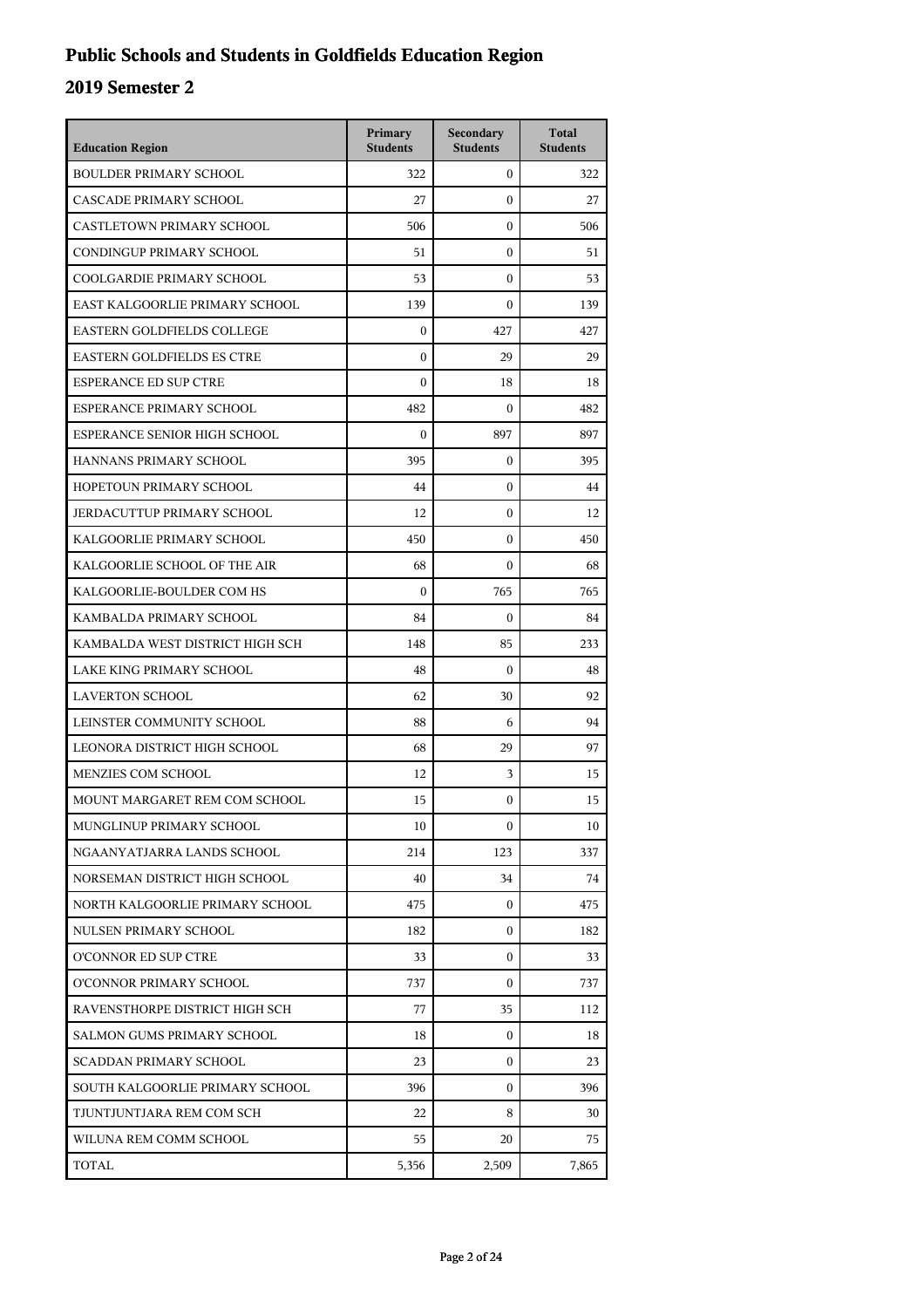# Public Schools and Students in Goldfields Education Region

## 2019 Semester 2

| Education Region | Primary Students | Secondary Students | Total Students |
|---|---|---|---|
| BOULDER PRIMARY SCHOOL | 322 | 0 | 322 |
| CASCADE PRIMARY SCHOOL | 27 | 0 | 27 |
| CASTLETOWN PRIMARY SCHOOL | 506 | 0 | 506 |
| CONDINGUP PRIMARY SCHOOL | 51 | 0 | 51 |
| COOLGARDIE PRIMARY SCHOOL | 53 | 0 | 53 |
| EAST KALGOORLIE PRIMARY SCHOOL | 139 | 0 | 139 |
| EASTERN GOLDFIELDS COLLEGE | 0 | 427 | 427 |
| EASTERN GOLDFIELDS ES CTRE | 0 | 29 | 29 |
| ESPERANCE ED SUP CTRE | 0 | 18 | 18 |
| ESPERANCE PRIMARY SCHOOL | 482 | 0 | 482 |
| ESPERANCE SENIOR HIGH SCHOOL | 0 | 897 | 897 |
| HANNANS PRIMARY SCHOOL | 395 | 0 | 395 |
| HOPETOUN PRIMARY SCHOOL | 44 | 0 | 44 |
| JERDACUTTUP PRIMARY SCHOOL | 12 | 0 | 12 |
| KALGOORLIE PRIMARY SCHOOL | 450 | 0 | 450 |
| KALGOORLIE SCHOOL OF THE AIR | 68 | 0 | 68 |
| KALGOORLIE-BOULDER COM HS | 0 | 765 | 765 |
| KAMBALDA PRIMARY SCHOOL | 84 | 0 | 84 |
| KAMBALDA WEST DISTRICT HIGH SCH | 148 | 85 | 233 |
| LAKE KING PRIMARY SCHOOL | 48 | 0 | 48 |
| LAVERTON SCHOOL | 62 | 30 | 92 |
| LEINSTER COMMUNITY SCHOOL | 88 | 6 | 94 |
| LEONORA DISTRICT HIGH SCHOOL | 68 | 29 | 97 |
| MENZIES COM SCHOOL | 12 | 3 | 15 |
| MOUNT MARGARET REM COM SCHOOL | 15 | 0 | 15 |
| MUNGLINUP PRIMARY SCHOOL | 10 | 0 | 10 |
| NGAANYATJARRA LANDS SCHOOL | 214 | 123 | 337 |
| NORSEMAN DISTRICT HIGH SCHOOL | 40 | 34 | 74 |
| NORTH KALGOORLIE PRIMARY SCHOOL | 475 | 0 | 475 |
| NULSEN PRIMARY SCHOOL | 182 | 0 | 182 |
| O'CONNOR ED SUP CTRE | 33 | 0 | 33 |
| O'CONNOR PRIMARY SCHOOL | 737 | 0 | 737 |
| RAVENSTHORPE DISTRICT HIGH SCH | 77 | 35 | 112 |
| SALMON GUMS PRIMARY SCHOOL | 18 | 0 | 18 |
| SCADDAN PRIMARY SCHOOL | 23 | 0 | 23 |
| SOUTH KALGOORLIE PRIMARY SCHOOL | 396 | 0 | 396 |
| TJUNTJUNTJARA REM COM SCH | 22 | 8 | 30 |
| WILUNA REM COMM SCHOOL | 55 | 20 | 75 |
| TOTAL | 5,356 | 2,509 | 7,865 |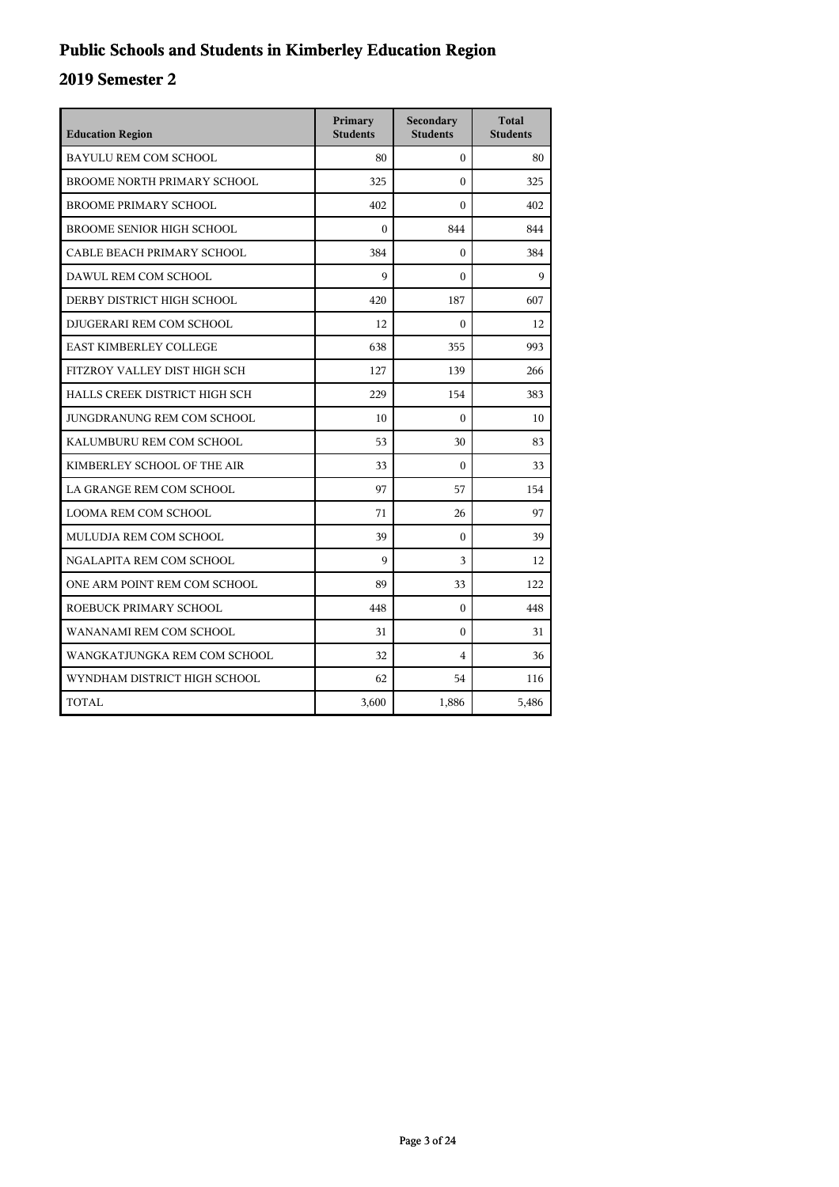# Public Schools and Students in Kimberley Education Region

## 2019 Semester 2

| Education Region | Primary Students | Secondary Students | Total Students |
|---|---|---|---|
| BAYULU REM COM SCHOOL | 80 | 0 | 80 |
| BROOME NORTH PRIMARY SCHOOL | 325 | 0 | 325 |
| BROOME PRIMARY SCHOOL | 402 | 0 | 402 |
| BROOME SENIOR HIGH SCHOOL | 0 | 844 | 844 |
| CABLE BEACH PRIMARY SCHOOL | 384 | 0 | 384 |
| DAWUL REM COM SCHOOL | 9 | 0 | 9 |
| DERBY DISTRICT HIGH SCHOOL | 420 | 187 | 607 |
| DJUGERARI REM COM SCHOOL | 12 | 0 | 12 |
| EAST KIMBERLEY COLLEGE | 638 | 355 | 993 |
| FITZROY VALLEY DIST HIGH SCH | 127 | 139 | 266 |
| HALLS CREEK DISTRICT HIGH SCH | 229 | 154 | 383 |
| JUNGDRANUNG REM COM SCHOOL | 10 | 0 | 10 |
| KALUMBURU REM COM SCHOOL | 53 | 30 | 83 |
| KIMBERLEY SCHOOL OF THE AIR | 33 | 0 | 33 |
| LA GRANGE REM COM SCHOOL | 97 | 57 | 154 |
| LOOMA REM COM SCHOOL | 71 | 26 | 97 |
| MULUDJA REM COM SCHOOL | 39 | 0 | 39 |
| NGALAPITA REM COM SCHOOL | 9 | 3 | 12 |
| ONE ARM POINT REM COM SCHOOL | 89 | 33 | 122 |
| ROEBUCK PRIMARY SCHOOL | 448 | 0 | 448 |
| WANANAMI REM COM SCHOOL | 31 | 0 | 31 |
| WANGKATJUNGKA REM COM SCHOOL | 32 | 4 | 36 |
| WYNDHAM DISTRICT HIGH SCHOOL | 62 | 54 | 116 |
| TOTAL | 3,600 | 1,886 | 5,486 |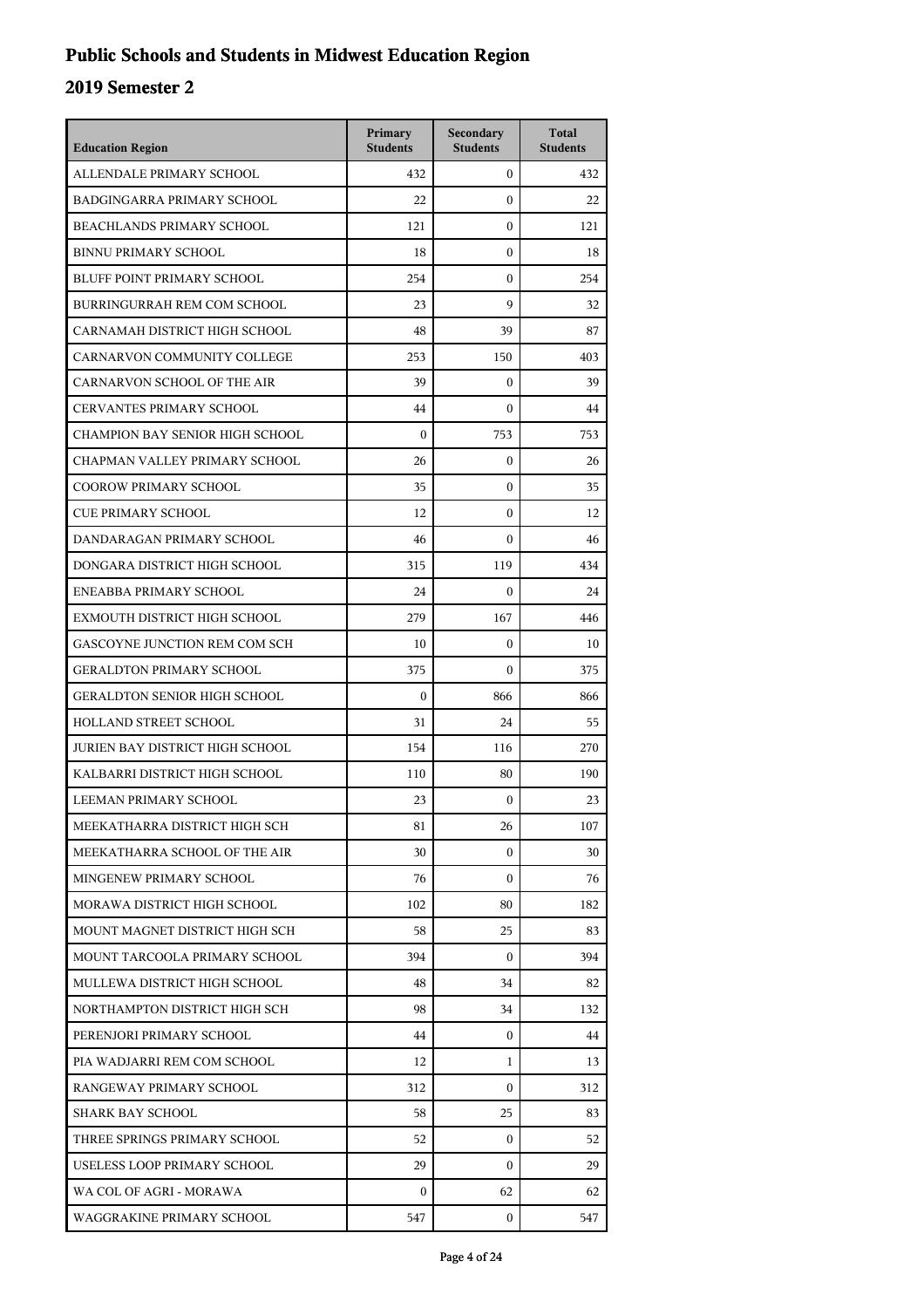# Public Schools and Students in Midwest Education Region

## 2019 Semester 2

| Education Region | Primary Students | Secondary Students | Total Students |
|---|---|---|---|
| ALLENDALE PRIMARY SCHOOL | 432 | 0 | 432 |
| BADGINGARRA PRIMARY SCHOOL | 22 | 0 | 22 |
| BEACHLANDS PRIMARY SCHOOL | 121 | 0 | 121 |
| BINNU PRIMARY SCHOOL | 18 | 0 | 18 |
| BLUFF POINT PRIMARY SCHOOL | 254 | 0 | 254 |
| BURRINGURRAH REM COM SCHOOL | 23 | 9 | 32 |
| CARNAMAH DISTRICT HIGH SCHOOL | 48 | 39 | 87 |
| CARNARVON COMMUNITY COLLEGE | 253 | 150 | 403 |
| CARNARVON SCHOOL OF THE AIR | 39 | 0 | 39 |
| CERVANTES PRIMARY SCHOOL | 44 | 0 | 44 |
| CHAMPION BAY SENIOR HIGH SCHOOL | 0 | 753 | 753 |
| CHAPMAN VALLEY PRIMARY SCHOOL | 26 | 0 | 26 |
| COOROW PRIMARY SCHOOL | 35 | 0 | 35 |
| CUE PRIMARY SCHOOL | 12 | 0 | 12 |
| DANDARAGAN PRIMARY SCHOOL | 46 | 0 | 46 |
| DONGARA DISTRICT HIGH SCHOOL | 315 | 119 | 434 |
| ENEABBA PRIMARY SCHOOL | 24 | 0 | 24 |
| EXMOUTH DISTRICT HIGH SCHOOL | 279 | 167 | 446 |
| GASCOYNE JUNCTION REM COM SCH | 10 | 0 | 10 |
| GERALDTON PRIMARY SCHOOL | 375 | 0 | 375 |
| GERALDTON SENIOR HIGH SCHOOL | 0 | 866 | 866 |
| HOLLAND STREET SCHOOL | 31 | 24 | 55 |
| JURIEN BAY DISTRICT HIGH SCHOOL | 154 | 116 | 270 |
| KALBARRI DISTRICT HIGH SCHOOL | 110 | 80 | 190 |
| LEEMAN PRIMARY SCHOOL | 23 | 0 | 23 |
| MEEKATHARRA DISTRICT HIGH SCH | 81 | 26 | 107 |
| MEEKATHARRA SCHOOL OF THE AIR | 30 | 0 | 30 |
| MINGENEW PRIMARY SCHOOL | 76 | 0 | 76 |
| MORAWA DISTRICT HIGH SCHOOL | 102 | 80 | 182 |
| MOUNT MAGNET DISTRICT HIGH SCH | 58 | 25 | 83 |
| MOUNT TARCOOLA PRIMARY SCHOOL | 394 | 0 | 394 |
| MULLEWA DISTRICT HIGH SCHOOL | 48 | 34 | 82 |
| NORTHAMPTON DISTRICT HIGH SCH | 98 | 34 | 132 |
| PERENJORI PRIMARY SCHOOL | 44 | 0 | 44 |
| PIA WADJARRI REM COM SCHOOL | 12 | 1 | 13 |
| RANGEWAY PRIMARY SCHOOL | 312 | 0 | 312 |
| SHARK BAY SCHOOL | 58 | 25 | 83 |
| THREE SPRINGS PRIMARY SCHOOL | 52 | 0 | 52 |
| USELESS LOOP PRIMARY SCHOOL | 29 | 0 | 29 |
| WA COL OF AGRI - MORAWA | 0 | 62 | 62 |
| WAGGRAKINE PRIMARY SCHOOL | 547 | 0 | 547 |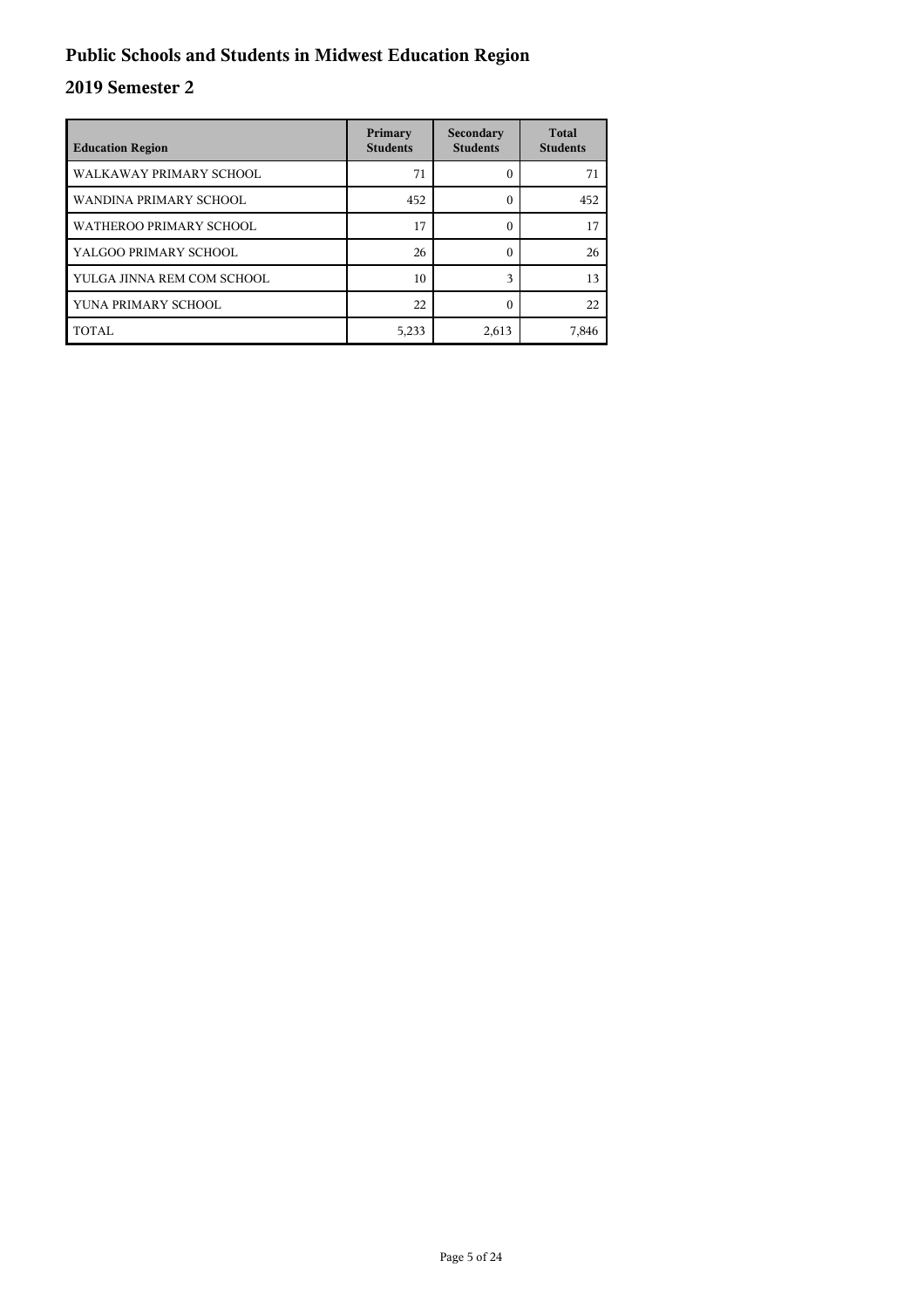# Public Schools and Students in Midwest Education Region

## 2019 Semester 2

| Education Region | Primary Students | Secondary Students | Total Students |
|---|---|---|---|
| WALKAWAY PRIMARY SCHOOL | 71 | 0 | 71 |
| WANDINA PRIMARY SCHOOL | 452 | 0 | 452 |
| WATHEROO PRIMARY SCHOOL | 17 | 0 | 17 |
| YALGOO PRIMARY SCHOOL | 26 | 0 | 26 |
| YULGA JINNA REM COM SCHOOL | 10 | 3 | 13 |
| YUNA PRIMARY SCHOOL | 22 | 0 | 22 |
| TOTAL | 5,233 | 2,613 | 7,846 |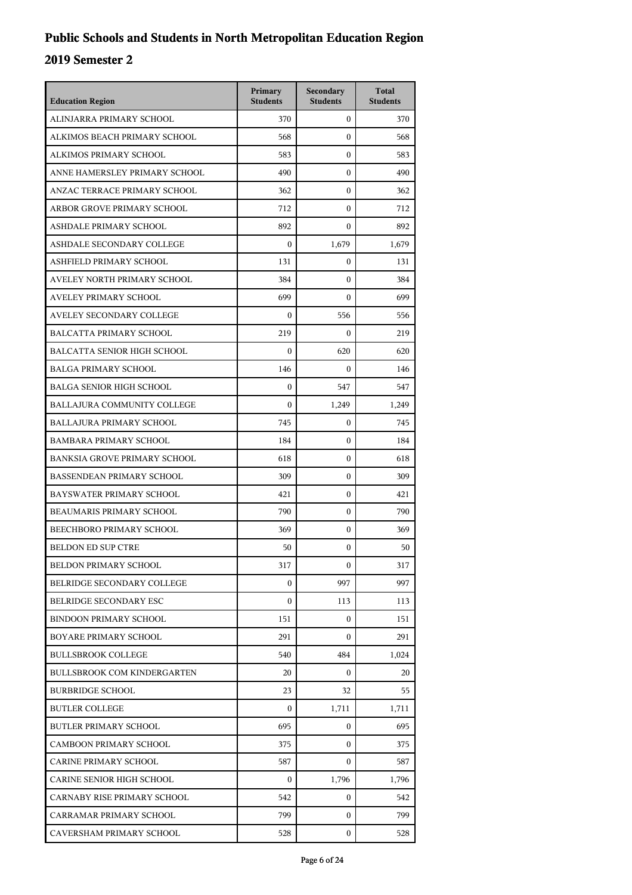# Public Schools and Students in North Metropolitan Education Region

## 2019 Semester 2

| Education Region | Primary Students | Secondary Students | Total Students |
|---|---|---|---|
| ALINJARRA PRIMARY SCHOOL | 370 | 0 | 370 |
| ALKIMOS BEACH PRIMARY SCHOOL | 568 | 0 | 568 |
| ALKIMOS PRIMARY SCHOOL | 583 | 0 | 583 |
| ANNE HAMERSLEY PRIMARY SCHOOL | 490 | 0 | 490 |
| ANZAC TERRACE PRIMARY SCHOOL | 362 | 0 | 362 |
| ARBOR GROVE PRIMARY SCHOOL | 712 | 0 | 712 |
| ASHDALE PRIMARY SCHOOL | 892 | 0 | 892 |
| ASHDALE SECONDARY COLLEGE | 0 | 1,679 | 1,679 |
| ASHFIELD PRIMARY SCHOOL | 131 | 0 | 131 |
| AVELEY NORTH PRIMARY SCHOOL | 384 | 0 | 384 |
| AVELEY PRIMARY SCHOOL | 699 | 0 | 699 |
| AVELEY SECONDARY COLLEGE | 0 | 556 | 556 |
| BALCATTA PRIMARY SCHOOL | 219 | 0 | 219 |
| BALCATTA SENIOR HIGH SCHOOL | 0 | 620 | 620 |
| BALGA PRIMARY SCHOOL | 146 | 0 | 146 |
| BALGA SENIOR HIGH SCHOOL | 0 | 547 | 547 |
| BALLAJURA COMMUNITY COLLEGE | 0 | 1,249 | 1,249 |
| BALLAJURA PRIMARY SCHOOL | 745 | 0 | 745 |
| BAMBARA PRIMARY SCHOOL | 184 | 0 | 184 |
| BANKSIA GROVE PRIMARY SCHOOL | 618 | 0 | 618 |
| BASSENDEAN PRIMARY SCHOOL | 309 | 0 | 309 |
| BAYSWATER PRIMARY SCHOOL | 421 | 0 | 421 |
| BEAUMARIS PRIMARY SCHOOL | 790 | 0 | 790 |
| BEECHBORO PRIMARY SCHOOL | 369 | 0 | 369 |
| BELDON ED SUP CTRE | 50 | 0 | 50 |
| BELDON PRIMARY SCHOOL | 317 | 0 | 317 |
| BELRIDGE SECONDARY COLLEGE | 0 | 997 | 997 |
| BELRIDGE SECONDARY ESC | 0 | 113 | 113 |
| BINDOON PRIMARY SCHOOL | 151 | 0 | 151 |
| BOYARE PRIMARY SCHOOL | 291 | 0 | 291 |
| BULLSBROOK COLLEGE | 540 | 484 | 1,024 |
| BULLSBROOK COM KINDERGARTEN | 20 | 0 | 20 |
| BURBRIDGE SCHOOL | 23 | 32 | 55 |
| BUTLER COLLEGE | 0 | 1,711 | 1,711 |
| BUTLER PRIMARY SCHOOL | 695 | 0 | 695 |
| CAMBOON PRIMARY SCHOOL | 375 | 0 | 375 |
| CARINE PRIMARY SCHOOL | 587 | 0 | 587 |
| CARINE SENIOR HIGH SCHOOL | 0 | 1,796 | 1,796 |
| CARNABY RISE PRIMARY SCHOOL | 542 | 0 | 542 |
| CARRAMAR PRIMARY SCHOOL | 799 | 0 | 799 |
| CAVERSHAM PRIMARY SCHOOL | 528 | 0 | 528 |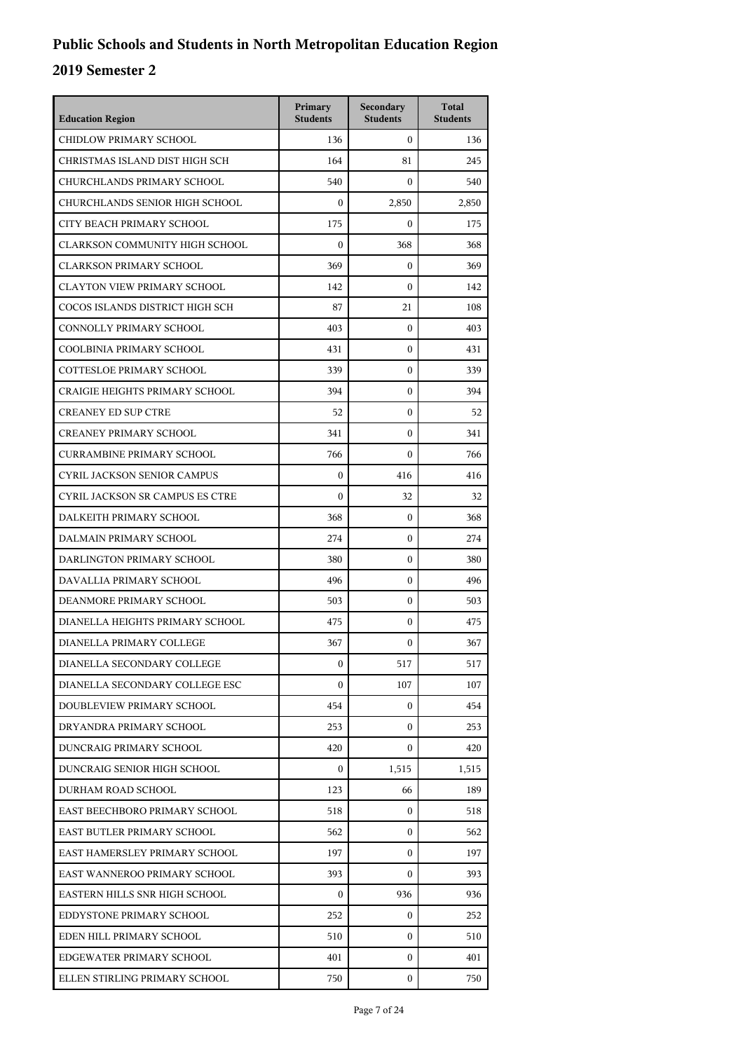# Public Schools and Students in North Metropolitan Education Region

## 2019 Semester 2

| Education Region | Primary Students | Secondary Students | Total Students |
| --- | --- | --- | --- |
| CHIDLOW PRIMARY SCHOOL | 136 | 0 | 136 |
| CHRISTMAS ISLAND DIST HIGH SCH | 164 | 81 | 245 |
| CHURCHLANDS PRIMARY SCHOOL | 540 | 0 | 540 |
| CHURCHLANDS SENIOR HIGH SCHOOL | 0 | 2,850 | 2,850 |
| CITY BEACH PRIMARY SCHOOL | 175 | 0 | 175 |
| CLARKSON COMMUNITY HIGH SCHOOL | 0 | 368 | 368 |
| CLARKSON PRIMARY SCHOOL | 369 | 0 | 369 |
| CLAYTON VIEW PRIMARY SCHOOL | 142 | 0 | 142 |
| COCOS ISLANDS DISTRICT HIGH SCH | 87 | 21 | 108 |
| CONNOLLY PRIMARY SCHOOL | 403 | 0 | 403 |
| COOLBINIA PRIMARY SCHOOL | 431 | 0 | 431 |
| COTTESLOE PRIMARY SCHOOL | 339 | 0 | 339 |
| CRAIGIE HEIGHTS PRIMARY SCHOOL | 394 | 0 | 394 |
| CREANEY ED SUP CTRE | 52 | 0 | 52 |
| CREANEY PRIMARY SCHOOL | 341 | 0 | 341 |
| CURRAMBINE PRIMARY SCHOOL | 766 | 0 | 766 |
| CYRIL JACKSON SENIOR CAMPUS | 0 | 416 | 416 |
| CYRIL JACKSON SR CAMPUS ES CTRE | 0 | 32 | 32 |
| DALKEITH PRIMARY SCHOOL | 368 | 0 | 368 |
| DALMAIN PRIMARY SCHOOL | 274 | 0 | 274 |
| DARLINGTON PRIMARY SCHOOL | 380 | 0 | 380 |
| DAVALLIA PRIMARY SCHOOL | 496 | 0 | 496 |
| DEANMORE PRIMARY SCHOOL | 503 | 0 | 503 |
| DIANELLA HEIGHTS PRIMARY SCHOOL | 475 | 0 | 475 |
| DIANELLA PRIMARY COLLEGE | 367 | 0 | 367 |
| DIANELLA SECONDARY COLLEGE | 0 | 517 | 517 |
| DIANELLA SECONDARY COLLEGE ESC | 0 | 107 | 107 |
| DOUBLEVIEW PRIMARY SCHOOL | 454 | 0 | 454 |
| DRYANDRA PRIMARY SCHOOL | 253 | 0 | 253 |
| DUNCRAIG PRIMARY SCHOOL | 420 | 0 | 420 |
| DUNCRAIG SENIOR HIGH SCHOOL | 0 | 1,515 | 1,515 |
| DURHAM ROAD SCHOOL | 123 | 66 | 189 |
| EAST BEECHBORO PRIMARY SCHOOL | 518 | 0 | 518 |
| EAST BUTLER PRIMARY SCHOOL | 562 | 0 | 562 |
| EAST HAMERSLEY PRIMARY SCHOOL | 197 | 0 | 197 |
| EAST WANNEROO PRIMARY SCHOOL | 393 | 0 | 393 |
| EASTERN HILLS SNR HIGH SCHOOL | 0 | 936 | 936 |
| EDDYSTONE PRIMARY SCHOOL | 252 | 0 | 252 |
| EDEN HILL PRIMARY SCHOOL | 510 | 0 | 510 |
| EDGEWATER PRIMARY SCHOOL | 401 | 0 | 401 |
| ELLEN STIRLING PRIMARY SCHOOL | 750 | 0 | 750 |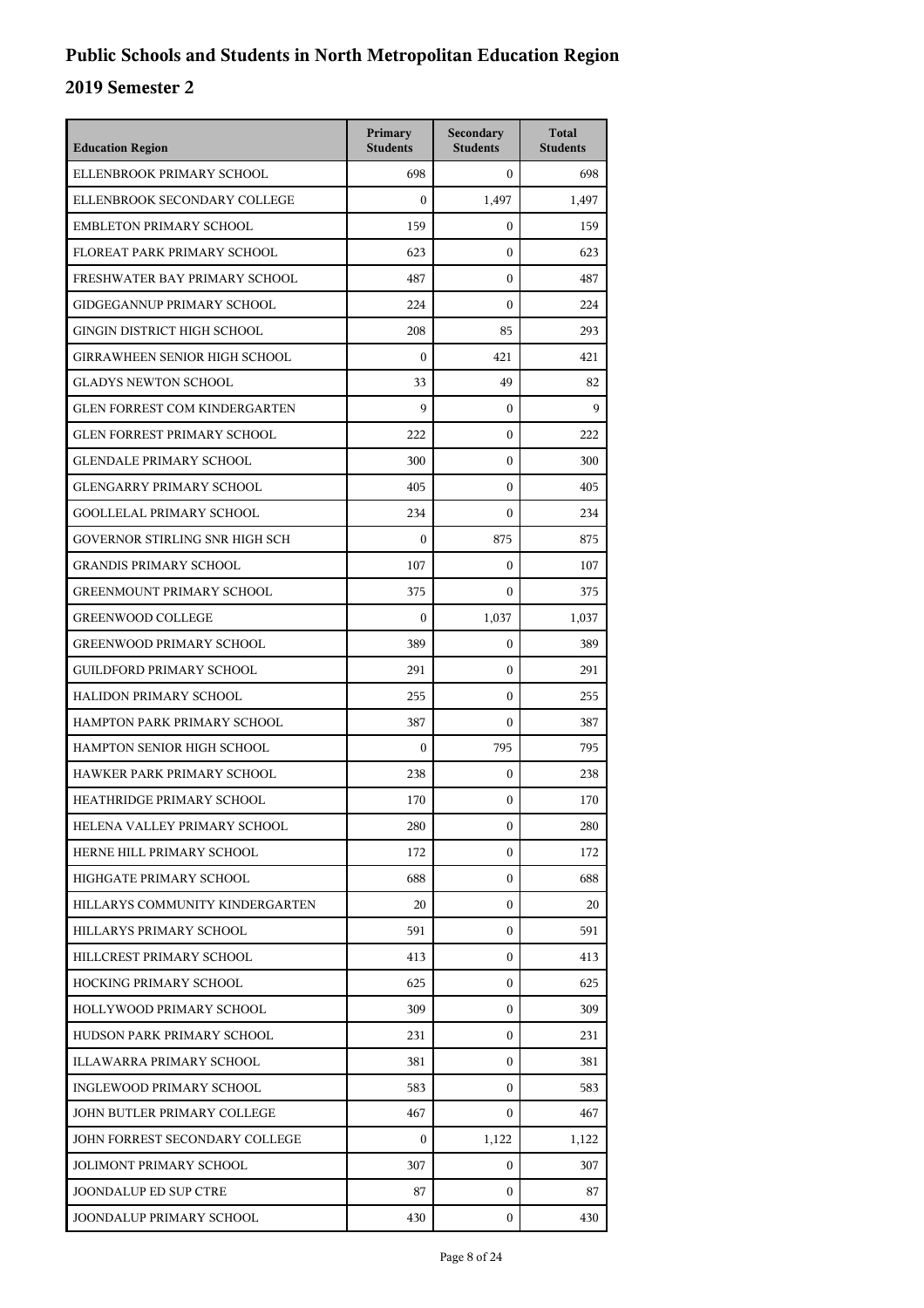# Public Schools and Students in North Metropolitan Education Region

## 2019 Semester 2

| Education Region | Primary Students | Secondary Students | Total Students |
|---|---|---|---|
| ELLENBROOK PRIMARY SCHOOL | 698 | 0 | 698 |
| ELLENBROOK SECONDARY COLLEGE | 0 | 1,497 | 1,497 |
| EMBLETON PRIMARY SCHOOL | 159 | 0 | 159 |
| FLOREAT PARK PRIMARY SCHOOL | 623 | 0 | 623 |
| FRESHWATER BAY PRIMARY SCHOOL | 487 | 0 | 487 |
| GIDGEGANNUP PRIMARY SCHOOL | 224 | 0 | 224 |
| GINGIN DISTRICT HIGH SCHOOL | 208 | 85 | 293 |
| GIRRAWHEEN SENIOR HIGH SCHOOL | 0 | 421 | 421 |
| GLADYS NEWTON SCHOOL | 33 | 49 | 82 |
| GLEN FORREST COM KINDERGARTEN | 9 | 0 | 9 |
| GLEN FORREST PRIMARY SCHOOL | 222 | 0 | 222 |
| GLENDALE PRIMARY SCHOOL | 300 | 0 | 300 |
| GLENGARRY PRIMARY SCHOOL | 405 | 0 | 405 |
| GOOLLELAL PRIMARY SCHOOL | 234 | 0 | 234 |
| GOVERNOR STIRLING SNR HIGH SCH | 0 | 875 | 875 |
| GRANDIS PRIMARY SCHOOL | 107 | 0 | 107 |
| GREENMOUNT PRIMARY SCHOOL | 375 | 0 | 375 |
| GREENWOOD COLLEGE | 0 | 1,037 | 1,037 |
| GREENWOOD PRIMARY SCHOOL | 389 | 0 | 389 |
| GUILDFORD PRIMARY SCHOOL | 291 | 0 | 291 |
| HALIDON PRIMARY SCHOOL | 255 | 0 | 255 |
| HAMPTON PARK PRIMARY SCHOOL | 387 | 0 | 387 |
| HAMPTON SENIOR HIGH SCHOOL | 0 | 795 | 795 |
| HAWKER PARK PRIMARY SCHOOL | 238 | 0 | 238 |
| HEATHRIDGE PRIMARY SCHOOL | 170 | 0 | 170 |
| HELENA VALLEY PRIMARY SCHOOL | 280 | 0 | 280 |
| HERNE HILL PRIMARY SCHOOL | 172 | 0 | 172 |
| HIGHGATE PRIMARY SCHOOL | 688 | 0 | 688 |
| HILLARYS COMMUNITY KINDERGARTEN | 20 | 0 | 20 |
| HILLARYS PRIMARY SCHOOL | 591 | 0 | 591 |
| HILLCREST PRIMARY SCHOOL | 413 | 0 | 413 |
| HOCKING PRIMARY SCHOOL | 625 | 0 | 625 |
| HOLLYWOOD PRIMARY SCHOOL | 309 | 0 | 309 |
| HUDSON PARK PRIMARY SCHOOL | 231 | 0 | 231 |
| ILLAWARRA PRIMARY SCHOOL | 381 | 0 | 381 |
| INGLEWOOD PRIMARY SCHOOL | 583 | 0 | 583 |
| JOHN BUTLER PRIMARY COLLEGE | 467 | 0 | 467 |
| JOHN FORREST SECONDARY COLLEGE | 0 | 1,122 | 1,122 |
| JOLIMONT PRIMARY SCHOOL | 307 | 0 | 307 |
| JOONDALUP ED SUP CTRE | 87 | 0 | 87 |
| JOONDALUP PRIMARY SCHOOL | 430 | 0 | 430 |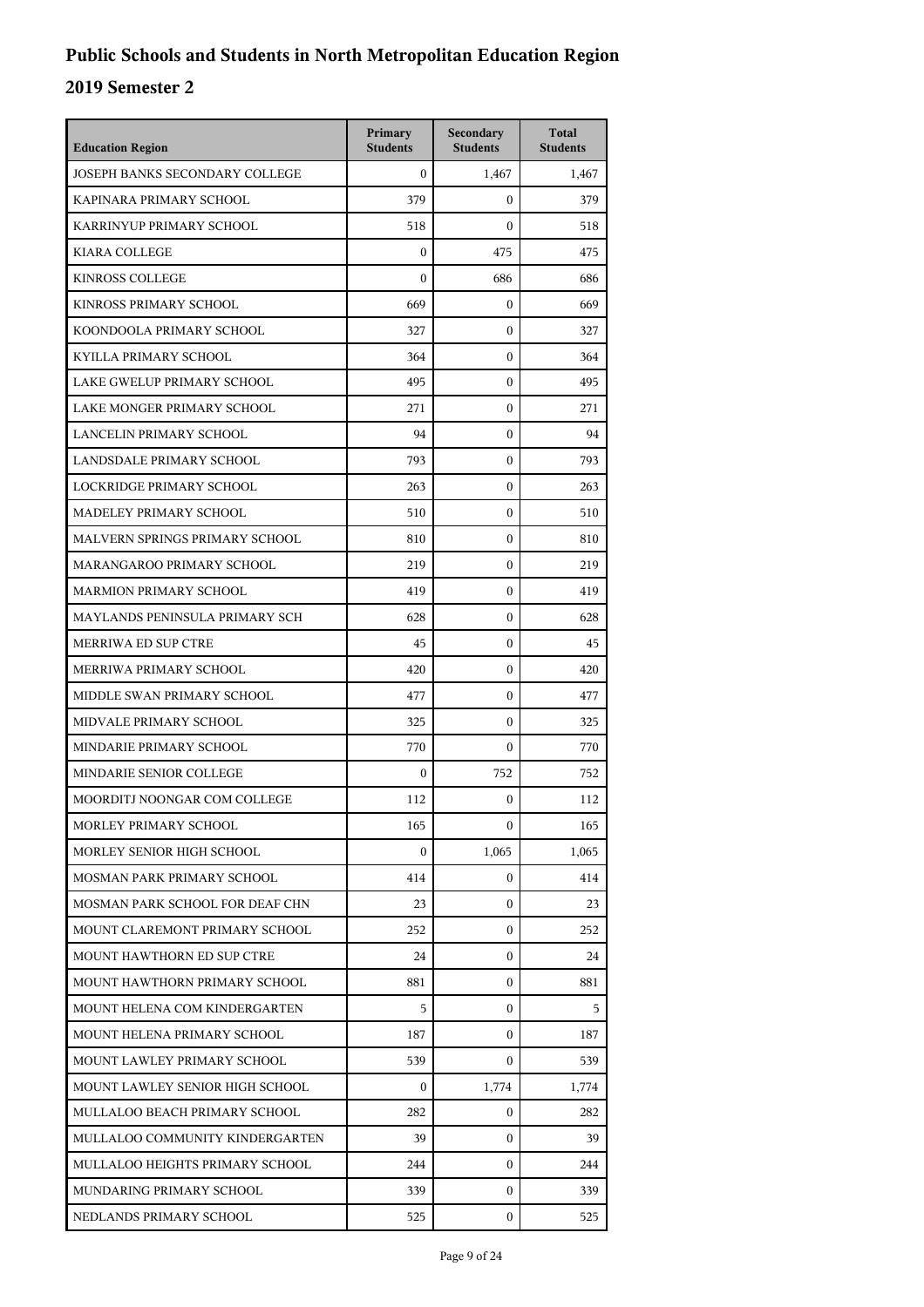# Public Schools and Students in North Metropolitan Education Region

## 2019 Semester 2

| Education Region | Primary Students | Secondary Students | Total Students |
|---|---|---|---|
| JOSEPH BANKS SECONDARY COLLEGE | 0 | 1,467 | 1,467 |
| KAPINARA PRIMARY SCHOOL | 379 | 0 | 379 |
| KARRINYUP PRIMARY SCHOOL | 518 | 0 | 518 |
| KIARA COLLEGE | 0 | 475 | 475 |
| KINROSS COLLEGE | 0 | 686 | 686 |
| KINROSS PRIMARY SCHOOL | 669 | 0 | 669 |
| KOONDOOLA PRIMARY SCHOOL | 327 | 0 | 327 |
| KYILLA PRIMARY SCHOOL | 364 | 0 | 364 |
| LAKE GWELUP PRIMARY SCHOOL | 495 | 0 | 495 |
| LAKE MONGER PRIMARY SCHOOL | 271 | 0 | 271 |
| LANCELIN PRIMARY SCHOOL | 94 | 0 | 94 |
| LANDSDALE PRIMARY SCHOOL | 793 | 0 | 793 |
| LOCKRIDGE PRIMARY SCHOOL | 263 | 0 | 263 |
| MADELEY PRIMARY SCHOOL | 510 | 0 | 510 |
| MALVERN SPRINGS PRIMARY SCHOOL | 810 | 0 | 810 |
| MARANGAROO PRIMARY SCHOOL | 219 | 0 | 219 |
| MARMION PRIMARY SCHOOL | 419 | 0 | 419 |
| MAYLANDS PENINSULA PRIMARY SCH | 628 | 0 | 628 |
| MERRIWA ED SUP CTRE | 45 | 0 | 45 |
| MERRIWA PRIMARY SCHOOL | 420 | 0 | 420 |
| MIDDLE SWAN PRIMARY SCHOOL | 477 | 0 | 477 |
| MIDVALE PRIMARY SCHOOL | 325 | 0 | 325 |
| MINDARIE PRIMARY SCHOOL | 770 | 0 | 770 |
| MINDARIE SENIOR COLLEGE | 0 | 752 | 752 |
| MOORDITJ NOONGAR COM COLLEGE | 112 | 0 | 112 |
| MORLEY PRIMARY SCHOOL | 165 | 0 | 165 |
| MORLEY SENIOR HIGH SCHOOL | 0 | 1,065 | 1,065 |
| MOSMAN PARK PRIMARY SCHOOL | 414 | 0 | 414 |
| MOSMAN PARK SCHOOL FOR DEAF CHN | 23 | 0 | 23 |
| MOUNT CLAREMONT PRIMARY SCHOOL | 252 | 0 | 252 |
| MOUNT HAWTHORN ED SUP CTRE | 24 | 0 | 24 |
| MOUNT HAWTHORN PRIMARY SCHOOL | 881 | 0 | 881 |
| MOUNT HELENA COM KINDERGARTEN | 5 | 0 | 5 |
| MOUNT HELENA PRIMARY SCHOOL | 187 | 0 | 187 |
| MOUNT LAWLEY PRIMARY SCHOOL | 539 | 0 | 539 |
| MOUNT LAWLEY SENIOR HIGH SCHOOL | 0 | 1,774 | 1,774 |
| MULLALOO BEACH PRIMARY SCHOOL | 282 | 0 | 282 |
| MULLALOO COMMUNITY KINDERGARTEN | 39 | 0 | 39 |
| MULLALOO HEIGHTS PRIMARY SCHOOL | 244 | 0 | 244 |
| MUNDARING PRIMARY SCHOOL | 339 | 0 | 339 |
| NEDLANDS PRIMARY SCHOOL | 525 | 0 | 525 |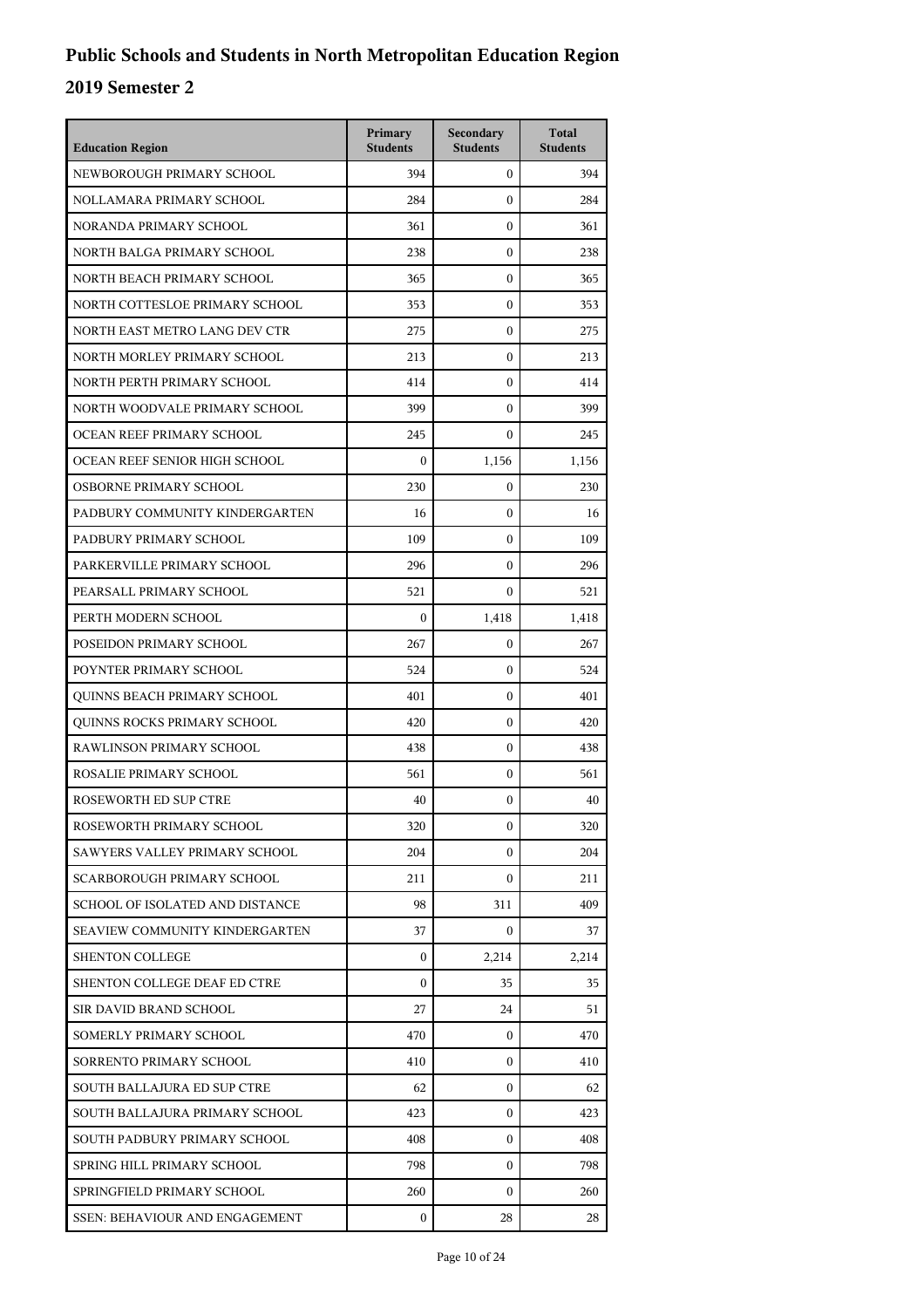# Public Schools and Students in North Metropolitan Education Region

## 2019 Semester 2

| Education Region | Primary Students | Secondary Students | Total Students |
|---|---|---|---|
| NEWBOROUGH PRIMARY SCHOOL | 394 | 0 | 394 |
| NOLLAMARA PRIMARY SCHOOL | 284 | 0 | 284 |
| NORANDA PRIMARY SCHOOL | 361 | 0 | 361 |
| NORTH BALGA PRIMARY SCHOOL | 238 | 0 | 238 |
| NORTH BEACH PRIMARY SCHOOL | 365 | 0 | 365 |
| NORTH COTTESLOE PRIMARY SCHOOL | 353 | 0 | 353 |
| NORTH EAST METRO LANG DEV CTR | 275 | 0 | 275 |
| NORTH MORLEY PRIMARY SCHOOL | 213 | 0 | 213 |
| NORTH PERTH PRIMARY SCHOOL | 414 | 0 | 414 |
| NORTH WOODVALE PRIMARY SCHOOL | 399 | 0 | 399 |
| OCEAN REEF PRIMARY SCHOOL | 245 | 0 | 245 |
| OCEAN REEF SENIOR HIGH SCHOOL | 0 | 1,156 | 1,156 |
| OSBORNE PRIMARY SCHOOL | 230 | 0 | 230 |
| PADBURY COMMUNITY KINDERGARTEN | 16 | 0 | 16 |
| PADBURY PRIMARY SCHOOL | 109 | 0 | 109 |
| PARKERVILLE PRIMARY SCHOOL | 296 | 0 | 296 |
| PEARSALL PRIMARY SCHOOL | 521 | 0 | 521 |
| PERTH MODERN SCHOOL | 0 | 1,418 | 1,418 |
| POSEIDON PRIMARY SCHOOL | 267 | 0 | 267 |
| POYNTER PRIMARY SCHOOL | 524 | 0 | 524 |
| QUINNS BEACH PRIMARY SCHOOL | 401 | 0 | 401 |
| QUINNS ROCKS PRIMARY SCHOOL | 420 | 0 | 420 |
| RAWLINSON PRIMARY SCHOOL | 438 | 0 | 438 |
| ROSALIE PRIMARY SCHOOL | 561 | 0 | 561 |
| ROSEWORTH ED SUP CTRE | 40 | 0 | 40 |
| ROSEWORTH PRIMARY SCHOOL | 320 | 0 | 320 |
| SAWYERS VALLEY PRIMARY SCHOOL | 204 | 0 | 204 |
| SCARBOROUGH PRIMARY SCHOOL | 211 | 0 | 211 |
| SCHOOL OF ISOLATED AND DISTANCE | 98 | 311 | 409 |
| SEAVIEW COMMUNITY KINDERGARTEN | 37 | 0 | 37 |
| SHENTON COLLEGE | 0 | 2,214 | 2,214 |
| SHENTON COLLEGE DEAF ED CTRE | 0 | 35 | 35 |
| SIR DAVID BRAND SCHOOL | 27 | 24 | 51 |
| SOMERLY PRIMARY SCHOOL | 470 | 0 | 470 |
| SORRENTO PRIMARY SCHOOL | 410 | 0 | 410 |
| SOUTH BALLAJURA ED SUP CTRE | 62 | 0 | 62 |
| SOUTH BALLAJURA PRIMARY SCHOOL | 423 | 0 | 423 |
| SOUTH PADBURY PRIMARY SCHOOL | 408 | 0 | 408 |
| SPRING HILL PRIMARY SCHOOL | 798 | 0 | 798 |
| SPRINGFIELD PRIMARY SCHOOL | 260 | 0 | 260 |
| SSEN: BEHAVIOUR AND ENGAGEMENT | 0 | 28 | 28 |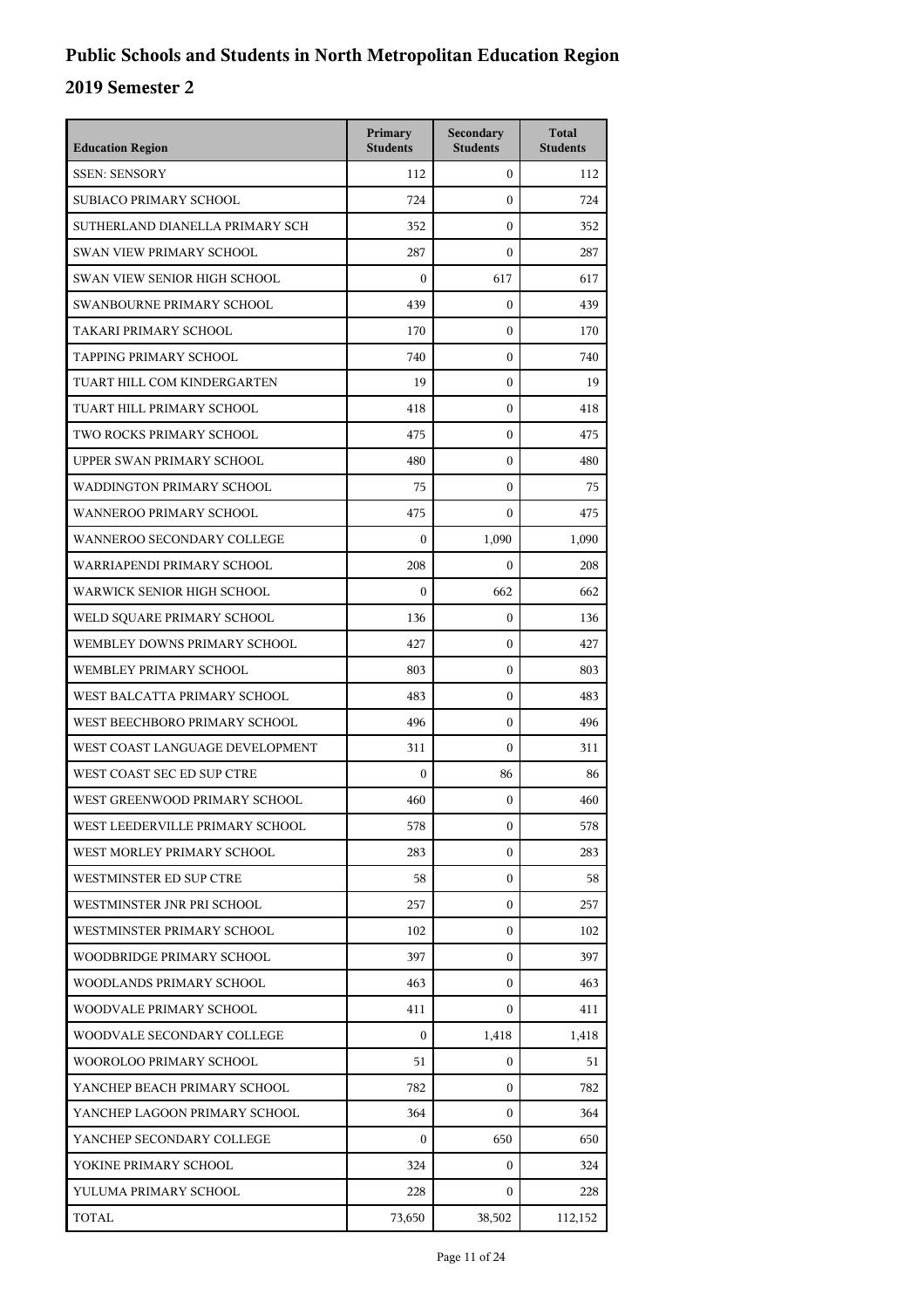# Public Schools and Students in North Metropolitan Education Region

## 2019 Semester 2

| Education Region | Primary Students | Secondary Students | Total Students |
| --- | --- | --- | --- |
| SSEN: SENSORY | 112 | 0 | 112 |
| SUBIACO PRIMARY SCHOOL | 724 | 0 | 724 |
| SUTHERLAND DIANELLA PRIMARY SCH | 352 | 0 | 352 |
| SWAN VIEW PRIMARY SCHOOL | 287 | 0 | 287 |
| SWAN VIEW SENIOR HIGH SCHOOL | 0 | 617 | 617 |
| SWANBOURNE PRIMARY SCHOOL | 439 | 0 | 439 |
| TAKARI PRIMARY SCHOOL | 170 | 0 | 170 |
| TAPPING PRIMARY SCHOOL | 740 | 0 | 740 |
| TUART HILL COM KINDERGARTEN | 19 | 0 | 19 |
| TUART HILL PRIMARY SCHOOL | 418 | 0 | 418 |
| TWO ROCKS PRIMARY SCHOOL | 475 | 0 | 475 |
| UPPER SWAN PRIMARY SCHOOL | 480 | 0 | 480 |
| WADDINGTON PRIMARY SCHOOL | 75 | 0 | 75 |
| WANNEROO PRIMARY SCHOOL | 475 | 0 | 475 |
| WANNEROO SECONDARY COLLEGE | 0 | 1,090 | 1,090 |
| WARRIAPENDI PRIMARY SCHOOL | 208 | 0 | 208 |
| WARWICK SENIOR HIGH SCHOOL | 0 | 662 | 662 |
| WELD SQUARE PRIMARY SCHOOL | 136 | 0 | 136 |
| WEMBLEY DOWNS PRIMARY SCHOOL | 427 | 0 | 427 |
| WEMBLEY PRIMARY SCHOOL | 803 | 0 | 803 |
| WEST BALCATTA PRIMARY SCHOOL | 483 | 0 | 483 |
| WEST BEECHBORO PRIMARY SCHOOL | 496 | 0 | 496 |
| WEST COAST LANGUAGE DEVELOPMENT | 311 | 0 | 311 |
| WEST COAST SEC ED SUP CTRE | 0 | 86 | 86 |
| WEST GREENWOOD PRIMARY SCHOOL | 460 | 0 | 460 |
| WEST LEEDERVILLE PRIMARY SCHOOL | 578 | 0 | 578 |
| WEST MORLEY PRIMARY SCHOOL | 283 | 0 | 283 |
| WESTMINSTER ED SUP CTRE | 58 | 0 | 58 |
| WESTMINSTER JNR PRI SCHOOL | 257 | 0 | 257 |
| WESTMINSTER PRIMARY SCHOOL | 102 | 0 | 102 |
| WOODBRIDGE PRIMARY SCHOOL | 397 | 0 | 397 |
| WOODLANDS PRIMARY SCHOOL | 463 | 0 | 463 |
| WOODVALE PRIMARY SCHOOL | 411 | 0 | 411 |
| WOODVALE SECONDARY COLLEGE | 0 | 1,418 | 1,418 |
| WOOROLOO PRIMARY SCHOOL | 51 | 0 | 51 |
| YANCHEP BEACH PRIMARY SCHOOL | 782 | 0 | 782 |
| YANCHEP LAGOON PRIMARY SCHOOL | 364 | 0 | 364 |
| YANCHEP SECONDARY COLLEGE | 0 | 650 | 650 |
| YOKINE PRIMARY SCHOOL | 324 | 0 | 324 |
| YULUMA PRIMARY SCHOOL | 228 | 0 | 228 |
| TOTAL | 73,650 | 38,502 | 112,152 |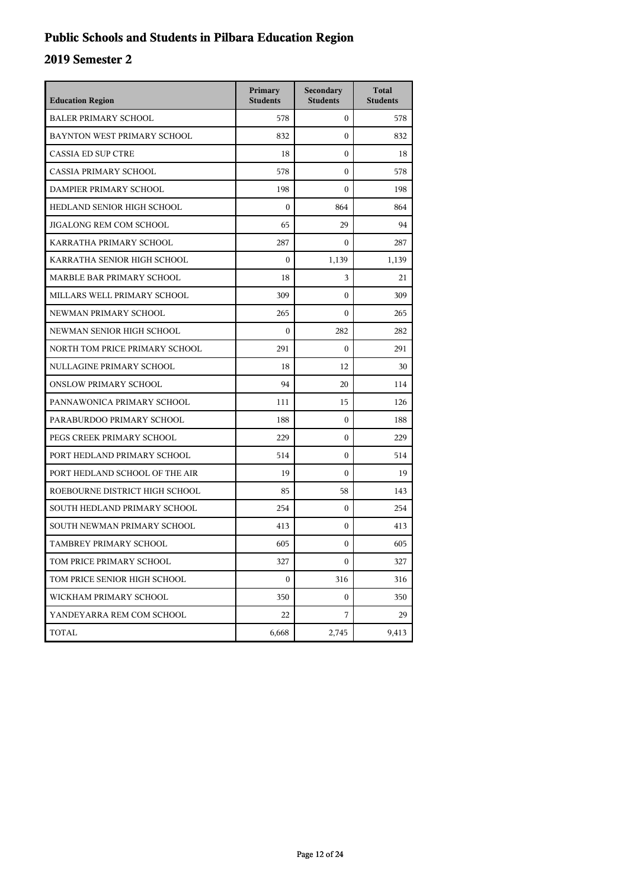# Public Schools and Students in Pilbara Education Region

## 2019 Semester 2

| Education Region | Primary Students | Secondary Students | Total Students |
|---|---|---|---|
| BALER PRIMARY SCHOOL | 578 | 0 | 578 |
| BAYNTON WEST PRIMARY SCHOOL | 832 | 0 | 832 |
| CASSIA ED SUP CTRE | 18 | 0 | 18 |
| CASSIA PRIMARY SCHOOL | 578 | 0 | 578 |
| DAMPIER PRIMARY SCHOOL | 198 | 0 | 198 |
| HEDLAND SENIOR HIGH SCHOOL | 0 | 864 | 864 |
| JIGALONG REM COM SCHOOL | 65 | 29 | 94 |
| KARRATHA PRIMARY SCHOOL | 287 | 0 | 287 |
| KARRATHA SENIOR HIGH SCHOOL | 0 | 1,139 | 1,139 |
| MARBLE BAR PRIMARY SCHOOL | 18 | 3 | 21 |
| MILLARS WELL PRIMARY SCHOOL | 309 | 0 | 309 |
| NEWMAN PRIMARY SCHOOL | 265 | 0 | 265 |
| NEWMAN SENIOR HIGH SCHOOL | 0 | 282 | 282 |
| NORTH TOM PRICE PRIMARY SCHOOL | 291 | 0 | 291 |
| NULLAGINE PRIMARY SCHOOL | 18 | 12 | 30 |
| ONSLOW PRIMARY SCHOOL | 94 | 20 | 114 |
| PANNAWONICA PRIMARY SCHOOL | 111 | 15 | 126 |
| PARABURDOO PRIMARY SCHOOL | 188 | 0 | 188 |
| PEGS CREEK PRIMARY SCHOOL | 229 | 0 | 229 |
| PORT HEDLAND PRIMARY SCHOOL | 514 | 0 | 514 |
| PORT HEDLAND SCHOOL OF THE AIR | 19 | 0 | 19 |
| ROEBOURNE DISTRICT HIGH SCHOOL | 85 | 58 | 143 |
| SOUTH HEDLAND PRIMARY SCHOOL | 254 | 0 | 254 |
| SOUTH NEWMAN PRIMARY SCHOOL | 413 | 0 | 413 |
| TAMBREY PRIMARY SCHOOL | 605 | 0 | 605 |
| TOM PRICE PRIMARY SCHOOL | 327 | 0 | 327 |
| TOM PRICE SENIOR HIGH SCHOOL | 0 | 316 | 316 |
| WICKHAM PRIMARY SCHOOL | 350 | 0 | 350 |
| YANDEYARRA REM COM SCHOOL | 22 | 7 | 29 |
| TOTAL | 6,668 | 2,745 | 9,413 |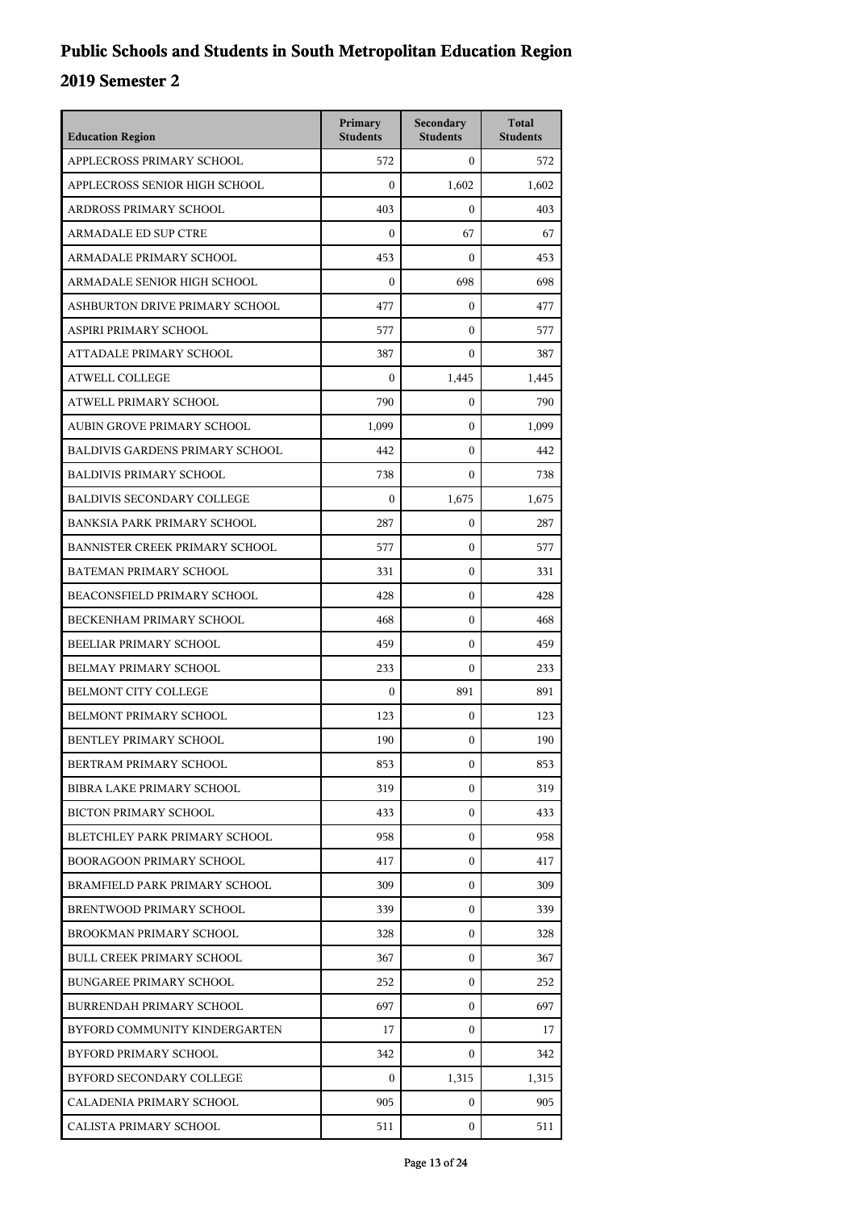# Public Schools and Students in South Metropolitan Education Region

## 2019 Semester 2

| Education Region | Primary Students | Secondary Students | Total Students |
|---|---|---|---|
| APPLECROSS PRIMARY SCHOOL | 572 | 0 | 572 |
| APPLECROSS SENIOR HIGH SCHOOL | 0 | 1,602 | 1,602 |
| ARDROSS PRIMARY SCHOOL | 403 | 0 | 403 |
| ARMADALE ED SUP CTRE | 0 | 67 | 67 |
| ARMADALE PRIMARY SCHOOL | 453 | 0 | 453 |
| ARMADALE SENIOR HIGH SCHOOL | 0 | 698 | 698 |
| ASHBURTON DRIVE PRIMARY SCHOOL | 477 | 0 | 477 |
| ASPIRI PRIMARY SCHOOL | 577 | 0 | 577 |
| ATTADALE PRIMARY SCHOOL | 387 | 0 | 387 |
| ATWELL COLLEGE | 0 | 1,445 | 1,445 |
| ATWELL PRIMARY SCHOOL | 790 | 0 | 790 |
| AUBIN GROVE PRIMARY SCHOOL | 1,099 | 0 | 1,099 |
| BALDIVIS GARDENS PRIMARY SCHOOL | 442 | 0 | 442 |
| BALDIVIS PRIMARY SCHOOL | 738 | 0 | 738 |
| BALDIVIS SECONDARY COLLEGE | 0 | 1,675 | 1,675 |
| BANKSIA PARK PRIMARY SCHOOL | 287 | 0 | 287 |
| BANNISTER CREEK PRIMARY SCHOOL | 577 | 0 | 577 |
| BATEMAN PRIMARY SCHOOL | 331 | 0 | 331 |
| BEACONSFIELD PRIMARY SCHOOL | 428 | 0 | 428 |
| BECKENHAM PRIMARY SCHOOL | 468 | 0 | 468 |
| BEELIAR PRIMARY SCHOOL | 459 | 0 | 459 |
| BELMAY PRIMARY SCHOOL | 233 | 0 | 233 |
| BELMONT CITY COLLEGE | 0 | 891 | 891 |
| BELMONT PRIMARY SCHOOL | 123 | 0 | 123 |
| BENTLEY PRIMARY SCHOOL | 190 | 0 | 190 |
| BERTRAM PRIMARY SCHOOL | 853 | 0 | 853 |
| BIBRA LAKE PRIMARY SCHOOL | 319 | 0 | 319 |
| BICTON PRIMARY SCHOOL | 433 | 0 | 433 |
| BLETCHLEY PARK PRIMARY SCHOOL | 958 | 0 | 958 |
| BOORAGOON PRIMARY SCHOOL | 417 | 0 | 417 |
| BRAMFIELD PARK PRIMARY SCHOOL | 309 | 0 | 309 |
| BRENTWOOD PRIMARY SCHOOL | 339 | 0 | 339 |
| BROOKMAN PRIMARY SCHOOL | 328 | 0 | 328 |
| BULL CREEK PRIMARY SCHOOL | 367 | 0 | 367 |
| BUNGAREE PRIMARY SCHOOL | 252 | 0 | 252 |
| BURRENDAH PRIMARY SCHOOL | 697 | 0 | 697 |
| BYFORD COMMUNITY KINDERGARTEN | 17 | 0 | 17 |
| BYFORD PRIMARY SCHOOL | 342 | 0 | 342 |
| BYFORD SECONDARY COLLEGE | 0 | 1,315 | 1,315 |
| CALADENIA PRIMARY SCHOOL | 905 | 0 | 905 |
| CALISTA PRIMARY SCHOOL | 511 | 0 | 511 |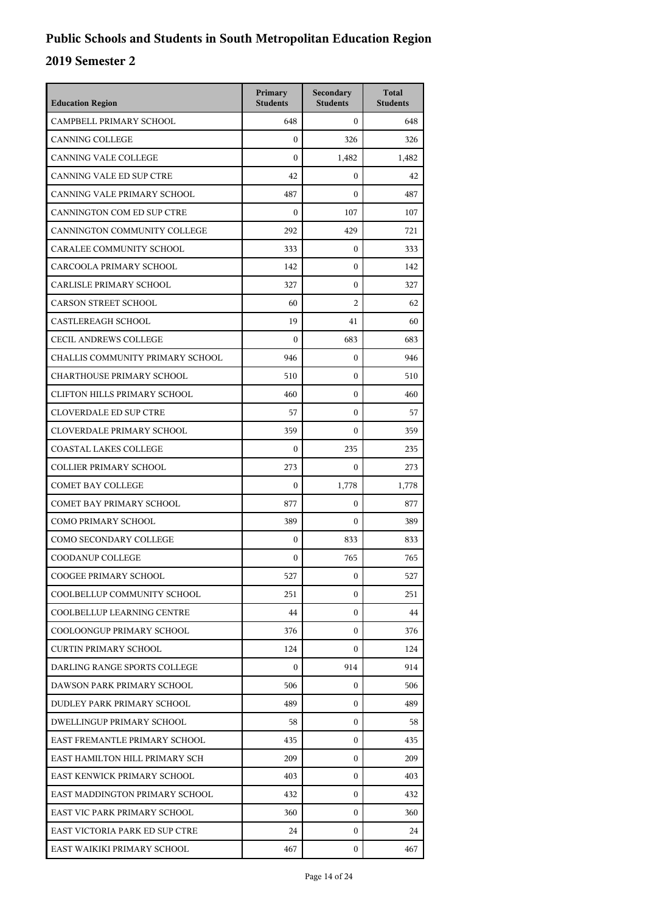# Public Schools and Students in South Metropolitan Education Region

## 2019 Semester 2

| Education Region | Primary Students | Secondary Students | Total Students |
|---|---|---|---|
| CAMPBELL PRIMARY SCHOOL | 648 | 0 | 648 |
| CANNING COLLEGE | 0 | 326 | 326 |
| CANNING VALE COLLEGE | 0 | 1,482 | 1,482 |
| CANNING VALE ED SUP CTRE | 42 | 0 | 42 |
| CANNING VALE PRIMARY SCHOOL | 487 | 0 | 487 |
| CANNINGTON COM ED SUP CTRE | 0 | 107 | 107 |
| CANNINGTON COMMUNITY COLLEGE | 292 | 429 | 721 |
| CARALEE COMMUNITY SCHOOL | 333 | 0 | 333 |
| CARCOOLA PRIMARY SCHOOL | 142 | 0 | 142 |
| CARLISLE PRIMARY SCHOOL | 327 | 0 | 327 |
| CARSON STREET SCHOOL | 60 | 2 | 62 |
| CASTLEREAGH SCHOOL | 19 | 41 | 60 |
| CECIL ANDREWS COLLEGE | 0 | 683 | 683 |
| CHALLIS COMMUNITY PRIMARY SCHOOL | 946 | 0 | 946 |
| CHARTHOUSE PRIMARY SCHOOL | 510 | 0 | 510 |
| CLIFTON HILLS PRIMARY SCHOOL | 460 | 0 | 460 |
| CLOVERDALE ED SUP CTRE | 57 | 0 | 57 |
| CLOVERDALE PRIMARY SCHOOL | 359 | 0 | 359 |
| COASTAL LAKES COLLEGE | 0 | 235 | 235 |
| COLLIER PRIMARY SCHOOL | 273 | 0 | 273 |
| COMET BAY COLLEGE | 0 | 1,778 | 1,778 |
| COMET BAY PRIMARY SCHOOL | 877 | 0 | 877 |
| COMO PRIMARY SCHOOL | 389 | 0 | 389 |
| COMO SECONDARY COLLEGE | 0 | 833 | 833 |
| COODANUP COLLEGE | 0 | 765 | 765 |
| COOGEE PRIMARY SCHOOL | 527 | 0 | 527 |
| COOLBELLUP COMMUNITY SCHOOL | 251 | 0 | 251 |
| COOLBELLUP LEARNING CENTRE | 44 | 0 | 44 |
| COOLOONGUP PRIMARY SCHOOL | 376 | 0 | 376 |
| CURTIN PRIMARY SCHOOL | 124 | 0 | 124 |
| DARLING RANGE SPORTS COLLEGE | 0 | 914 | 914 |
| DAWSON PARK PRIMARY SCHOOL | 506 | 0 | 506 |
| DUDLEY PARK PRIMARY SCHOOL | 489 | 0 | 489 |
| DWELLINGUP PRIMARY SCHOOL | 58 | 0 | 58 |
| EAST FREMANTLE PRIMARY SCHOOL | 435 | 0 | 435 |
| EAST HAMILTON HILL PRIMARY SCH | 209 | 0 | 209 |
| EAST KENWICK PRIMARY SCHOOL | 403 | 0 | 403 |
| EAST MADDINGTON PRIMARY SCHOOL | 432 | 0 | 432 |
| EAST VIC PARK PRIMARY SCHOOL | 360 | 0 | 360 |
| EAST VICTORIA PARK ED SUP CTRE | 24 | 0 | 24 |
| EAST WAIKIKI PRIMARY SCHOOL | 467 | 0 | 467 |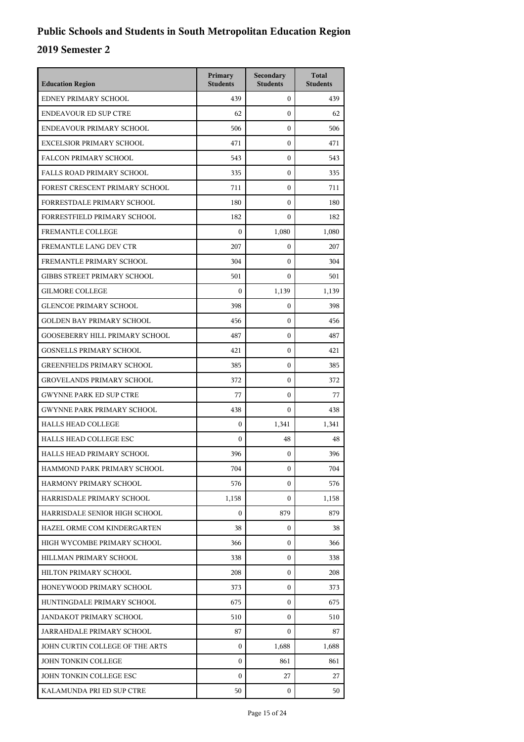# Public Schools and Students in South Metropolitan Education Region

## 2019 Semester 2

| Education Region | Primary Students | Secondary Students | Total Students |
|---|---|---|---|
| EDNEY PRIMARY SCHOOL | 439 | 0 | 439 |
| ENDEAVOUR ED SUP CTRE | 62 | 0 | 62 |
| ENDEAVOUR PRIMARY SCHOOL | 506 | 0 | 506 |
| EXCELSIOR PRIMARY SCHOOL | 471 | 0 | 471 |
| FALCON PRIMARY SCHOOL | 543 | 0 | 543 |
| FALLS ROAD PRIMARY SCHOOL | 335 | 0 | 335 |
| FOREST CRESCENT PRIMARY SCHOOL | 711 | 0 | 711 |
| FORRESTDALE PRIMARY SCHOOL | 180 | 0 | 180 |
| FORRESTFIELD PRIMARY SCHOOL | 182 | 0 | 182 |
| FREMANTLE COLLEGE | 0 | 1,080 | 1,080 |
| FREMANTLE LANG DEV CTR | 207 | 0 | 207 |
| FREMANTLE PRIMARY SCHOOL | 304 | 0 | 304 |
| GIBBS STREET PRIMARY SCHOOL | 501 | 0 | 501 |
| GILMORE COLLEGE | 0 | 1,139 | 1,139 |
| GLENCOE PRIMARY SCHOOL | 398 | 0 | 398 |
| GOLDEN BAY PRIMARY SCHOOL | 456 | 0 | 456 |
| GOOSEBERRY HILL PRIMARY SCHOOL | 487 | 0 | 487 |
| GOSNELLS PRIMARY SCHOOL | 421 | 0 | 421 |
| GREENFIELDS PRIMARY SCHOOL | 385 | 0 | 385 |
| GROVELANDS PRIMARY SCHOOL | 372 | 0 | 372 |
| GWYNNE PARK ED SUP CTRE | 77 | 0 | 77 |
| GWYNNE PARK PRIMARY SCHOOL | 438 | 0 | 438 |
| HALLS HEAD COLLEGE | 0 | 1,341 | 1,341 |
| HALLS HEAD COLLEGE ESC | 0 | 48 | 48 |
| HALLS HEAD PRIMARY SCHOOL | 396 | 0 | 396 |
| HAMMOND PARK PRIMARY SCHOOL | 704 | 0 | 704 |
| HARMONY PRIMARY SCHOOL | 576 | 0 | 576 |
| HARRISDALE PRIMARY SCHOOL | 1,158 | 0 | 1,158 |
| HARRISDALE SENIOR HIGH SCHOOL | 0 | 879 | 879 |
| HAZEL ORME COM KINDERGARTEN | 38 | 0 | 38 |
| HIGH WYCOMBE PRIMARY SCHOOL | 366 | 0 | 366 |
| HILLMAN PRIMARY SCHOOL | 338 | 0 | 338 |
| HILTON PRIMARY SCHOOL | 208 | 0 | 208 |
| HONEYWOOD PRIMARY SCHOOL | 373 | 0 | 373 |
| HUNTINGDALE PRIMARY SCHOOL | 675 | 0 | 675 |
| JANDAKOT PRIMARY SCHOOL | 510 | 0 | 510 |
| JARRAHDALE PRIMARY SCHOOL | 87 | 0 | 87 |
| JOHN CURTIN COLLEGE OF THE ARTS | 0 | 1,688 | 1,688 |
| JOHN TONKIN COLLEGE | 0 | 861 | 861 |
| JOHN TONKIN COLLEGE ESC | 0 | 27 | 27 |
| KALAMUNDA PRI ED SUP CTRE | 50 | 0 | 50 |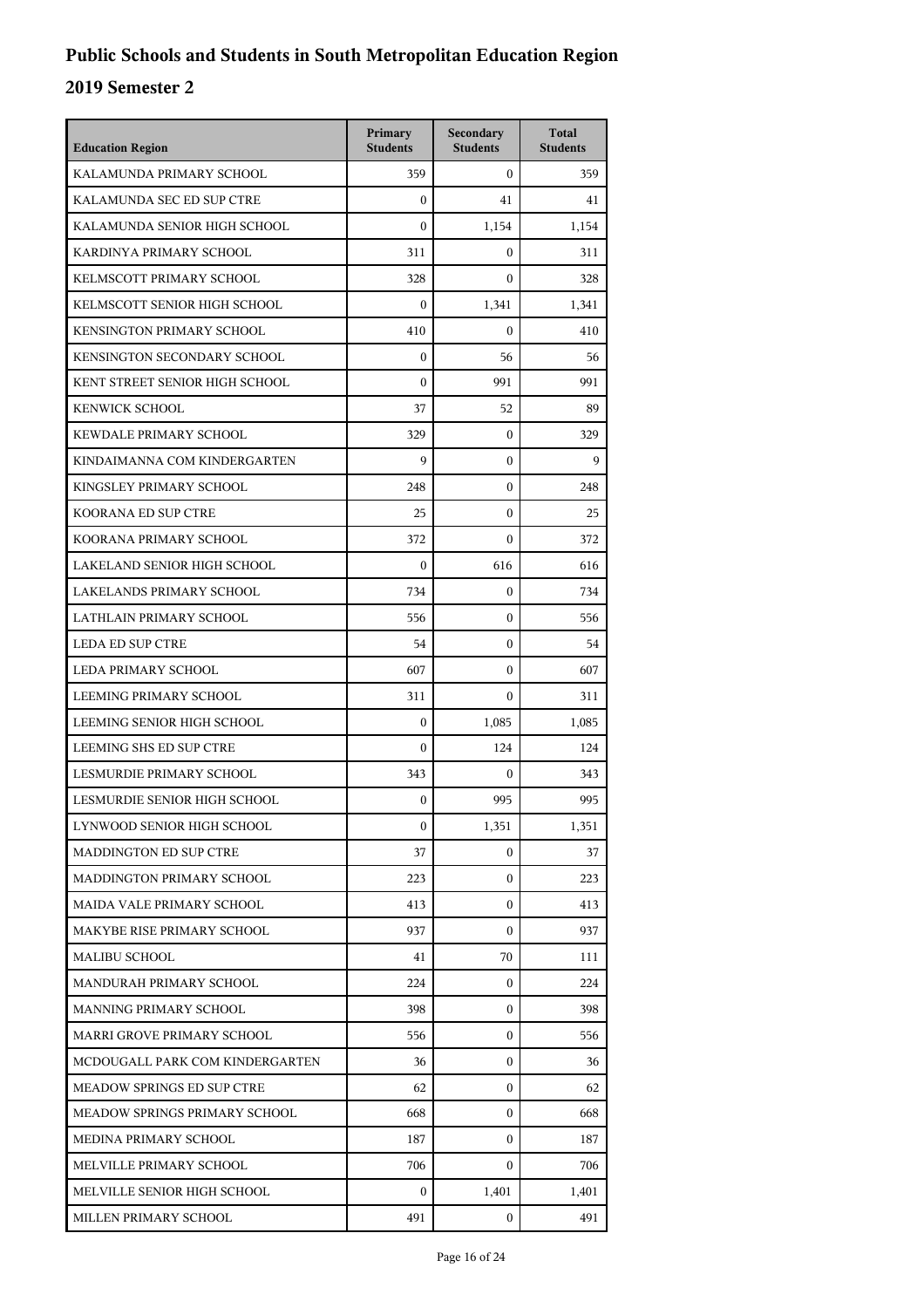# Public Schools and Students in South Metropolitan Education Region

## 2019 Semester 2

| Education Region | Primary Students | Secondary Students | Total Students |
|---|---|---|---|
| KALAMUNDA PRIMARY SCHOOL | 359 | 0 | 359 |
| KALAMUNDA SEC ED SUP CTRE | 0 | 41 | 41 |
| KALAMUNDA SENIOR HIGH SCHOOL | 0 | 1,154 | 1,154 |
| KARDINYA PRIMARY SCHOOL | 311 | 0 | 311 |
| KELMSCOTT PRIMARY SCHOOL | 328 | 0 | 328 |
| KELMSCOTT SENIOR HIGH SCHOOL | 0 | 1,341 | 1,341 |
| KENSINGTON PRIMARY SCHOOL | 410 | 0 | 410 |
| KENSINGTON SECONDARY SCHOOL | 0 | 56 | 56 |
| KENT STREET SENIOR HIGH SCHOOL | 0 | 991 | 991 |
| KENWICK SCHOOL | 37 | 52 | 89 |
| KEWDALE PRIMARY SCHOOL | 329 | 0 | 329 |
| KINDAIMANNA COM KINDERGARTEN | 9 | 0 | 9 |
| KINGSLEY PRIMARY SCHOOL | 248 | 0 | 248 |
| KOORANA ED SUP CTRE | 25 | 0 | 25 |
| KOORANA PRIMARY SCHOOL | 372 | 0 | 372 |
| LAKELAND SENIOR HIGH SCHOOL | 0 | 616 | 616 |
| LAKELANDS PRIMARY SCHOOL | 734 | 0 | 734 |
| LATHLAIN PRIMARY SCHOOL | 556 | 0 | 556 |
| LEDA ED SUP CTRE | 54 | 0 | 54 |
| LEDA PRIMARY SCHOOL | 607 | 0 | 607 |
| LEEMING PRIMARY SCHOOL | 311 | 0 | 311 |
| LEEMING SENIOR HIGH SCHOOL | 0 | 1,085 | 1,085 |
| LEEMING SHS ED SUP CTRE | 0 | 124 | 124 |
| LESMURDIE PRIMARY SCHOOL | 343 | 0 | 343 |
| LESMURDIE SENIOR HIGH SCHOOL | 0 | 995 | 995 |
| LYNWOOD SENIOR HIGH SCHOOL | 0 | 1,351 | 1,351 |
| MADDINGTON ED SUP CTRE | 37 | 0 | 37 |
| MADDINGTON PRIMARY SCHOOL | 223 | 0 | 223 |
| MAIDA VALE PRIMARY SCHOOL | 413 | 0 | 413 |
| MAKYBE RISE PRIMARY SCHOOL | 937 | 0 | 937 |
| MALIBU SCHOOL | 41 | 70 | 111 |
| MANDURAH PRIMARY SCHOOL | 224 | 0 | 224 |
| MANNING PRIMARY SCHOOL | 398 | 0 | 398 |
| MARRI GROVE PRIMARY SCHOOL | 556 | 0 | 556 |
| MCDOUGALL PARK COM KINDERGARTEN | 36 | 0 | 36 |
| MEADOW SPRINGS ED SUP CTRE | 62 | 0 | 62 |
| MEADOW SPRINGS PRIMARY SCHOOL | 668 | 0 | 668 |
| MEDINA PRIMARY SCHOOL | 187 | 0 | 187 |
| MELVILLE PRIMARY SCHOOL | 706 | 0 | 706 |
| MELVILLE SENIOR HIGH SCHOOL | 0 | 1,401 | 1,401 |
| MILLEN PRIMARY SCHOOL | 491 | 0 | 491 |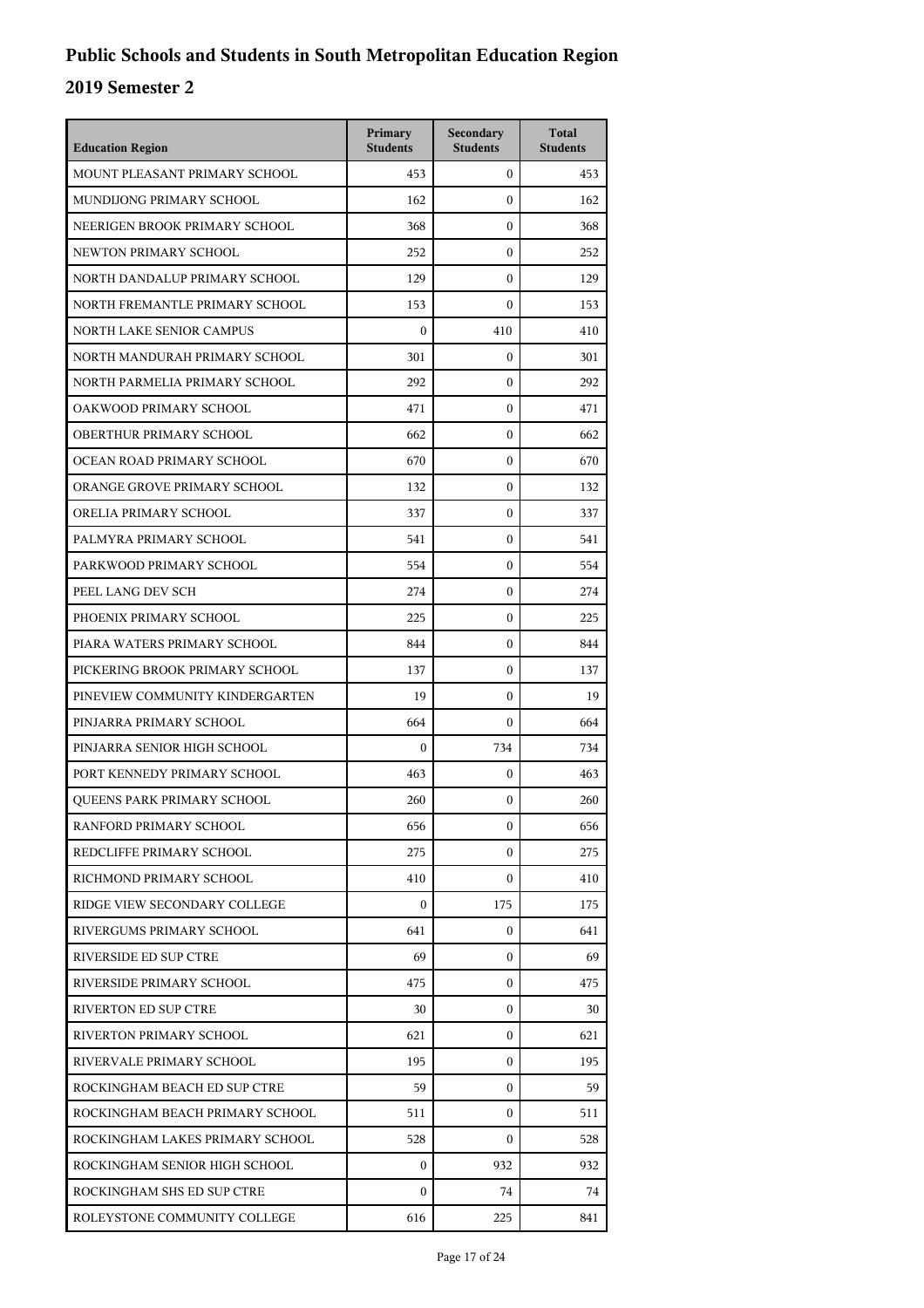# Public Schools and Students in South Metropolitan Education Region

## 2019 Semester 2

| Education Region | Primary Students | Secondary Students | Total Students |
|---|---|---|---|
| MOUNT PLEASANT PRIMARY SCHOOL | 453 | 0 | 453 |
| MUNDIJONG PRIMARY SCHOOL | 162 | 0 | 162 |
| NEERIGEN BROOK PRIMARY SCHOOL | 368 | 0 | 368 |
| NEWTON PRIMARY SCHOOL | 252 | 0 | 252 |
| NORTH DANDALUP PRIMARY SCHOOL | 129 | 0 | 129 |
| NORTH FREMANTLE PRIMARY SCHOOL | 153 | 0 | 153 |
| NORTH LAKE SENIOR CAMPUS | 0 | 410 | 410 |
| NORTH MANDURAH PRIMARY SCHOOL | 301 | 0 | 301 |
| NORTH PARMELIA PRIMARY SCHOOL | 292 | 0 | 292 |
| OAKWOOD PRIMARY SCHOOL | 471 | 0 | 471 |
| OBERTHUR PRIMARY SCHOOL | 662 | 0 | 662 |
| OCEAN ROAD PRIMARY SCHOOL | 670 | 0 | 670 |
| ORANGE GROVE PRIMARY SCHOOL | 132 | 0 | 132 |
| ORELIA PRIMARY SCHOOL | 337 | 0 | 337 |
| PALMYRA PRIMARY SCHOOL | 541 | 0 | 541 |
| PARKWOOD PRIMARY SCHOOL | 554 | 0 | 554 |
| PEEL LANG DEV SCH | 274 | 0 | 274 |
| PHOENIX PRIMARY SCHOOL | 225 | 0 | 225 |
| PIARA WATERS PRIMARY SCHOOL | 844 | 0 | 844 |
| PICKERING BROOK PRIMARY SCHOOL | 137 | 0 | 137 |
| PINEVIEW COMMUNITY KINDERGARTEN | 19 | 0 | 19 |
| PINJARRA PRIMARY SCHOOL | 664 | 0 | 664 |
| PINJARRA SENIOR HIGH SCHOOL | 0 | 734 | 734 |
| PORT KENNEDY PRIMARY SCHOOL | 463 | 0 | 463 |
| QUEENS PARK PRIMARY SCHOOL | 260 | 0 | 260 |
| RANFORD PRIMARY SCHOOL | 656 | 0 | 656 |
| REDCLIFFE PRIMARY SCHOOL | 275 | 0 | 275 |
| RICHMOND PRIMARY SCHOOL | 410 | 0 | 410 |
| RIDGE VIEW SECONDARY COLLEGE | 0 | 175 | 175 |
| RIVERGUMS PRIMARY SCHOOL | 641 | 0 | 641 |
| RIVERSIDE ED SUP CTRE | 69 | 0 | 69 |
| RIVERSIDE PRIMARY SCHOOL | 475 | 0 | 475 |
| RIVERTON ED SUP CTRE | 30 | 0 | 30 |
| RIVERTON PRIMARY SCHOOL | 621 | 0 | 621 |
| RIVERVALE PRIMARY SCHOOL | 195 | 0 | 195 |
| ROCKINGHAM BEACH ED SUP CTRE | 59 | 0 | 59 |
| ROCKINGHAM BEACH PRIMARY SCHOOL | 511 | 0 | 511 |
| ROCKINGHAM LAKES PRIMARY SCHOOL | 528 | 0 | 528 |
| ROCKINGHAM SENIOR HIGH SCHOOL | 0 | 932 | 932 |
| ROCKINGHAM SHS ED SUP CTRE | 0 | 74 | 74 |
| ROLEYSTONE COMMUNITY COLLEGE | 616 | 225 | 841 |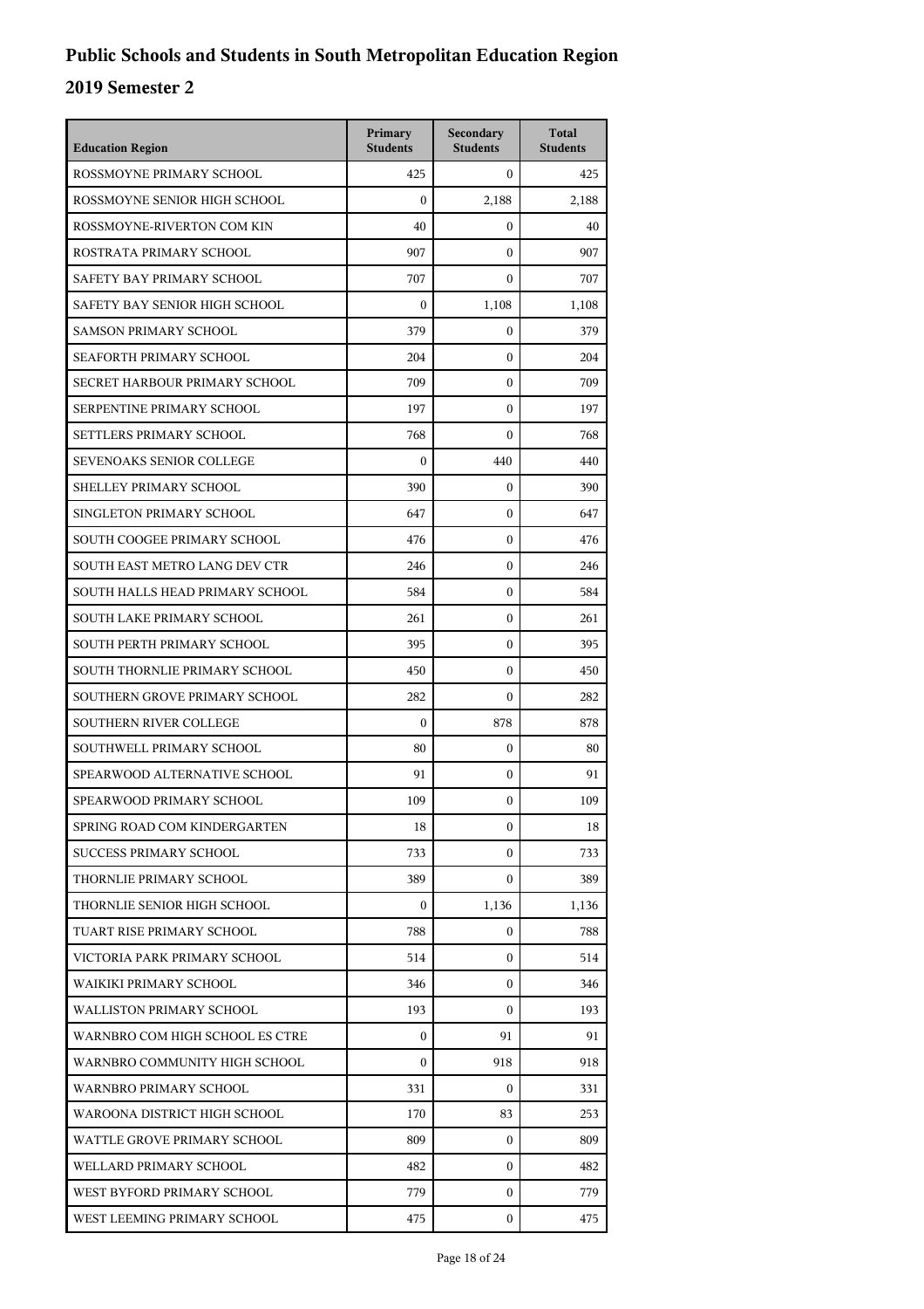# Public Schools and Students in South Metropolitan Education Region

## 2019 Semester 2

| Education Region | Primary Students | Secondary Students | Total Students |
|---|---|---|---|
| ROSSMOYNE PRIMARY SCHOOL | 425 | 0 | 425 |
| ROSSMOYNE SENIOR HIGH SCHOOL | 0 | 2,188 | 2,188 |
| ROSSMOYNE-RIVERTON COM KIN | 40 | 0 | 40 |
| ROSTRATA PRIMARY SCHOOL | 907 | 0 | 907 |
| SAFETY BAY PRIMARY SCHOOL | 707 | 0 | 707 |
| SAFETY BAY SENIOR HIGH SCHOOL | 0 | 1,108 | 1,108 |
| SAMSON PRIMARY SCHOOL | 379 | 0 | 379 |
| SEAFORTH PRIMARY SCHOOL | 204 | 0 | 204 |
| SECRET HARBOUR PRIMARY SCHOOL | 709 | 0 | 709 |
| SERPENTINE PRIMARY SCHOOL | 197 | 0 | 197 |
| SETTLERS PRIMARY SCHOOL | 768 | 0 | 768 |
| SEVENOAKS SENIOR COLLEGE | 0 | 440 | 440 |
| SHELLEY PRIMARY SCHOOL | 390 | 0 | 390 |
| SINGLETON PRIMARY SCHOOL | 647 | 0 | 647 |
| SOUTH COOGEE PRIMARY SCHOOL | 476 | 0 | 476 |
| SOUTH EAST METRO LANG DEV CTR | 246 | 0 | 246 |
| SOUTH HALLS HEAD PRIMARY SCHOOL | 584 | 0 | 584 |
| SOUTH LAKE PRIMARY SCHOOL | 261 | 0 | 261 |
| SOUTH PERTH PRIMARY SCHOOL | 395 | 0 | 395 |
| SOUTH THORNLIE PRIMARY SCHOOL | 450 | 0 | 450 |
| SOUTHERN GROVE PRIMARY SCHOOL | 282 | 0 | 282 |
| SOUTHERN RIVER COLLEGE | 0 | 878 | 878 |
| SOUTHWELL PRIMARY SCHOOL | 80 | 0 | 80 |
| SPEARWOOD ALTERNATIVE SCHOOL | 91 | 0 | 91 |
| SPEARWOOD PRIMARY SCHOOL | 109 | 0 | 109 |
| SPRING ROAD COM KINDERGARTEN | 18 | 0 | 18 |
| SUCCESS PRIMARY SCHOOL | 733 | 0 | 733 |
| THORNLIE PRIMARY SCHOOL | 389 | 0 | 389 |
| THORNLIE SENIOR HIGH SCHOOL | 0 | 1,136 | 1,136 |
| TUART RISE PRIMARY SCHOOL | 788 | 0 | 788 |
| VICTORIA PARK PRIMARY SCHOOL | 514 | 0 | 514 |
| WAIKIKI PRIMARY SCHOOL | 346 | 0 | 346 |
| WALLISTON PRIMARY SCHOOL | 193 | 0 | 193 |
| WARNBRO COM HIGH SCHOOL ES CTRE | 0 | 91 | 91 |
| WARNBRO COMMUNITY HIGH SCHOOL | 0 | 918 | 918 |
| WARNBRO PRIMARY SCHOOL | 331 | 0 | 331 |
| WAROONA DISTRICT HIGH SCHOOL | 170 | 83 | 253 |
| WATTLE GROVE PRIMARY SCHOOL | 809 | 0 | 809 |
| WELLARD PRIMARY SCHOOL | 482 | 0 | 482 |
| WEST BYFORD PRIMARY SCHOOL | 779 | 0 | 779 |
| WEST LEEMING PRIMARY SCHOOL | 475 | 0 | 475 |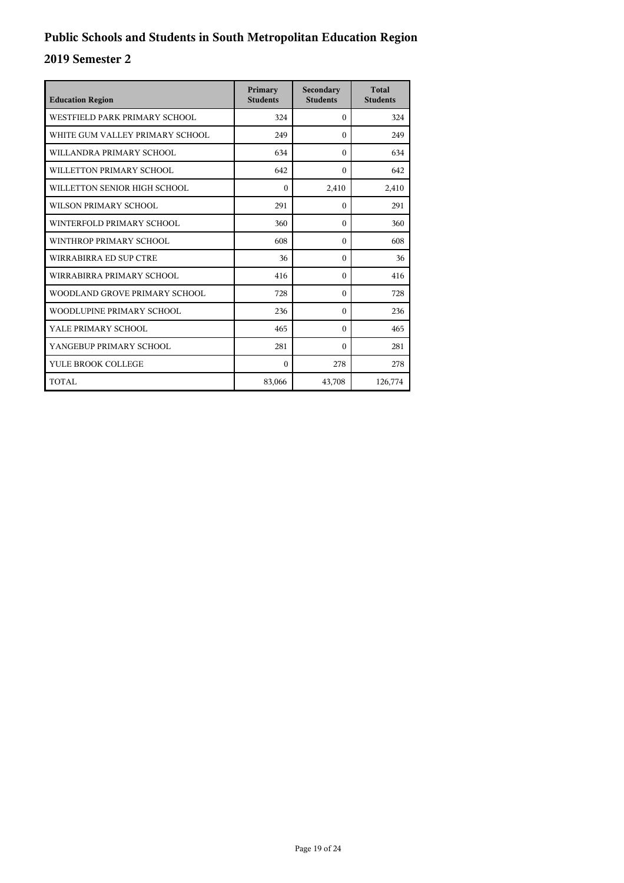# Public Schools and Students in South Metropolitan Education Region

## 2019 Semester 2

| Education Region | Primary Students | Secondary Students | Total Students |
|---|---|---|---|
| WESTFIELD PARK PRIMARY SCHOOL | 324 | 0 | 324 |
| WHITE GUM VALLEY PRIMARY SCHOOL | 249 | 0 | 249 |
| WILLANDRA PRIMARY SCHOOL | 634 | 0 | 634 |
| WILLETTON PRIMARY SCHOOL | 642 | 0 | 642 |
| WILLETTON SENIOR HIGH SCHOOL | 0 | 2,410 | 2,410 |
| WILSON PRIMARY SCHOOL | 291 | 0 | 291 |
| WINTERFOLD PRIMARY SCHOOL | 360 | 0 | 360 |
| WINTHROP PRIMARY SCHOOL | 608 | 0 | 608 |
| WIRRABIRRA ED SUP CTRE | 36 | 0 | 36 |
| WIRRABIRRA PRIMARY SCHOOL | 416 | 0 | 416 |
| WOODLAND GROVE PRIMARY SCHOOL | 728 | 0 | 728 |
| WOODLUPINE PRIMARY SCHOOL | 236 | 0 | 236 |
| YALE PRIMARY SCHOOL | 465 | 0 | 465 |
| YANGEBUP PRIMARY SCHOOL | 281 | 0 | 281 |
| YULE BROOK COLLEGE | 0 | 278 | 278 |
| TOTAL | 83,066 | 43,708 | 126,774 |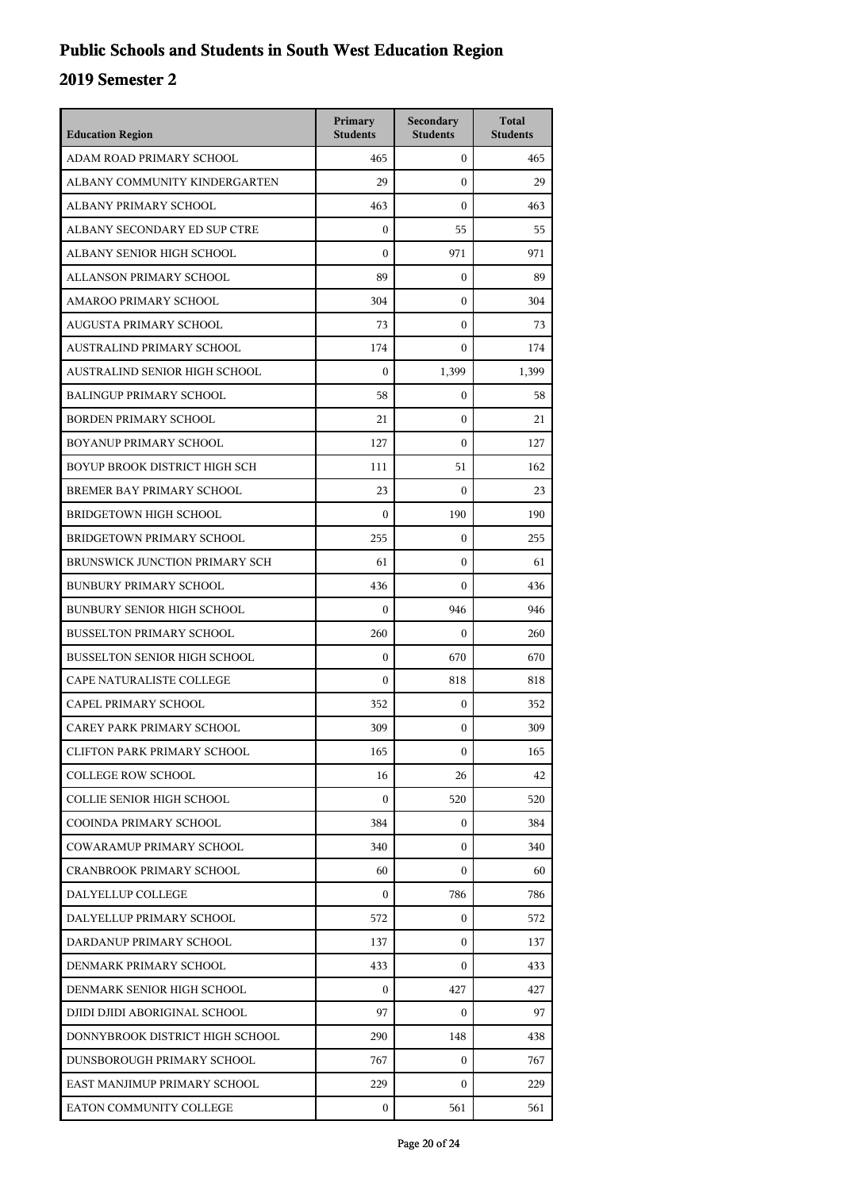# Public Schools and Students in South West Education Region

## 2019 Semester 2

| Education Region | Primary Students | Secondary Students | Total Students |
|---|---|---|---|
| ADAM ROAD PRIMARY SCHOOL | 465 | 0 | 465 |
| ALBANY COMMUNITY KINDERGARTEN | 29 | 0 | 29 |
| ALBANY PRIMARY SCHOOL | 463 | 0 | 463 |
| ALBANY SECONDARY ED SUP CTRE | 0 | 55 | 55 |
| ALBANY SENIOR HIGH SCHOOL | 0 | 971 | 971 |
| ALLANSON PRIMARY SCHOOL | 89 | 0 | 89 |
| AMAROO PRIMARY SCHOOL | 304 | 0 | 304 |
| AUGUSTA PRIMARY SCHOOL | 73 | 0 | 73 |
| AUSTRALIND PRIMARY SCHOOL | 174 | 0 | 174 |
| AUSTRALIND SENIOR HIGH SCHOOL | 0 | 1,399 | 1,399 |
| BALINGUP PRIMARY SCHOOL | 58 | 0 | 58 |
| BORDEN PRIMARY SCHOOL | 21 | 0 | 21 |
| BOYANUP PRIMARY SCHOOL | 127 | 0 | 127 |
| BOYUP BROOK DISTRICT HIGH SCH | 111 | 51 | 162 |
| BREMER BAY PRIMARY SCHOOL | 23 | 0 | 23 |
| BRIDGETOWN HIGH SCHOOL | 0 | 190 | 190 |
| BRIDGETOWN PRIMARY SCHOOL | 255 | 0 | 255 |
| BRUNSWICK JUNCTION PRIMARY SCH | 61 | 0 | 61 |
| BUNBURY PRIMARY SCHOOL | 436 | 0 | 436 |
| BUNBURY SENIOR HIGH SCHOOL | 0 | 946 | 946 |
| BUSSELTON PRIMARY SCHOOL | 260 | 0 | 260 |
| BUSSELTON SENIOR HIGH SCHOOL | 0 | 670 | 670 |
| CAPE NATURALISTE COLLEGE | 0 | 818 | 818 |
| CAPEL PRIMARY SCHOOL | 352 | 0 | 352 |
| CAREY PARK PRIMARY SCHOOL | 309 | 0 | 309 |
| CLIFTON PARK PRIMARY SCHOOL | 165 | 0 | 165 |
| COLLEGE ROW SCHOOL | 16 | 26 | 42 |
| COLLIE SENIOR HIGH SCHOOL | 0 | 520 | 520 |
| COOINDA PRIMARY SCHOOL | 384 | 0 | 384 |
| COWARAMUP PRIMARY SCHOOL | 340 | 0 | 340 |
| CRANBROOK PRIMARY SCHOOL | 60 | 0 | 60 |
| DALYELLUP COLLEGE | 0 | 786 | 786 |
| DALYELLUP PRIMARY SCHOOL | 572 | 0 | 572 |
| DARDANUP PRIMARY SCHOOL | 137 | 0 | 137 |
| DENMARK PRIMARY SCHOOL | 433 | 0 | 433 |
| DENMARK SENIOR HIGH SCHOOL | 0 | 427 | 427 |
| DJIDI DJIDI ABORIGINAL SCHOOL | 97 | 0 | 97 |
| DONNYBROOK DISTRICT HIGH SCHOOL | 290 | 148 | 438 |
| DUNSBOROUGH PRIMARY SCHOOL | 767 | 0 | 767 |
| EAST MANJIMUP PRIMARY SCHOOL | 229 | 0 | 229 |
| EATON COMMUNITY COLLEGE | 0 | 561 | 561 |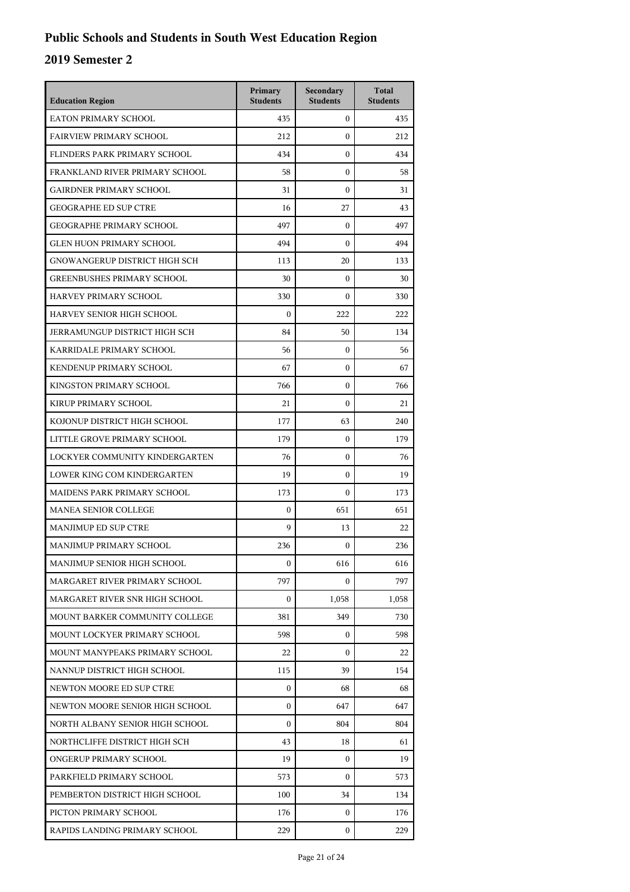# Public Schools and Students in South West Education Region

## 2019 Semester 2

| Education Region | Primary Students | Secondary Students | Total Students |
|---|---|---|---|
| EATON PRIMARY SCHOOL | 435 | 0 | 435 |
| FAIRVIEW PRIMARY SCHOOL | 212 | 0 | 212 |
| FLINDERS PARK PRIMARY SCHOOL | 434 | 0 | 434 |
| FRANKLAND RIVER PRIMARY SCHOOL | 58 | 0 | 58 |
| GAIRDNER PRIMARY SCHOOL | 31 | 0 | 31 |
| GEOGRAPHE ED SUP CTRE | 16 | 27 | 43 |
| GEOGRAPHE PRIMARY SCHOOL | 497 | 0 | 497 |
| GLEN HUON PRIMARY SCHOOL | 494 | 0 | 494 |
| GNOWANGERUP DISTRICT HIGH SCH | 113 | 20 | 133 |
| GREENBUSHES PRIMARY SCHOOL | 30 | 0 | 30 |
| HARVEY PRIMARY SCHOOL | 330 | 0 | 330 |
| HARVEY SENIOR HIGH SCHOOL | 0 | 222 | 222 |
| JERRAMUNGUP DISTRICT HIGH SCH | 84 | 50 | 134 |
| KARRIDALE PRIMARY SCHOOL | 56 | 0 | 56 |
| KENDENUP PRIMARY SCHOOL | 67 | 0 | 67 |
| KINGSTON PRIMARY SCHOOL | 766 | 0 | 766 |
| KIRUP PRIMARY SCHOOL | 21 | 0 | 21 |
| KOJONUP DISTRICT HIGH SCHOOL | 177 | 63 | 240 |
| LITTLE GROVE PRIMARY SCHOOL | 179 | 0 | 179 |
| LOCKYER COMMUNITY KINDERGARTEN | 76 | 0 | 76 |
| LOWER KING COM KINDERGARTEN | 19 | 0 | 19 |
| MAIDENS PARK PRIMARY SCHOOL | 173 | 0 | 173 |
| MANEA SENIOR COLLEGE | 0 | 651 | 651 |
| MANJIMUP ED SUP CTRE | 9 | 13 | 22 |
| MANJIMUP PRIMARY SCHOOL | 236 | 0 | 236 |
| MANJIMUP SENIOR HIGH SCHOOL | 0 | 616 | 616 |
| MARGARET RIVER PRIMARY SCHOOL | 797 | 0 | 797 |
| MARGARET RIVER SNR HIGH SCHOOL | 0 | 1,058 | 1,058 |
| MOUNT BARKER COMMUNITY COLLEGE | 381 | 349 | 730 |
| MOUNT LOCKYER PRIMARY SCHOOL | 598 | 0 | 598 |
| MOUNT MANYPEAKS PRIMARY SCHOOL | 22 | 0 | 22 |
| NANNUP DISTRICT HIGH SCHOOL | 115 | 39 | 154 |
| NEWTON MOORE ED SUP CTRE | 0 | 68 | 68 |
| NEWTON MOORE SENIOR HIGH SCHOOL | 0 | 647 | 647 |
| NORTH ALBANY SENIOR HIGH SCHOOL | 0 | 804 | 804 |
| NORTHCLIFFE DISTRICT HIGH SCH | 43 | 18 | 61 |
| ONGERUP PRIMARY SCHOOL | 19 | 0 | 19 |
| PARKFIELD PRIMARY SCHOOL | 573 | 0 | 573 |
| PEMBERTON DISTRICT HIGH SCHOOL | 100 | 34 | 134 |
| PICTON PRIMARY SCHOOL | 176 | 0 | 176 |
| RAPIDS LANDING PRIMARY SCHOOL | 229 | 0 | 229 |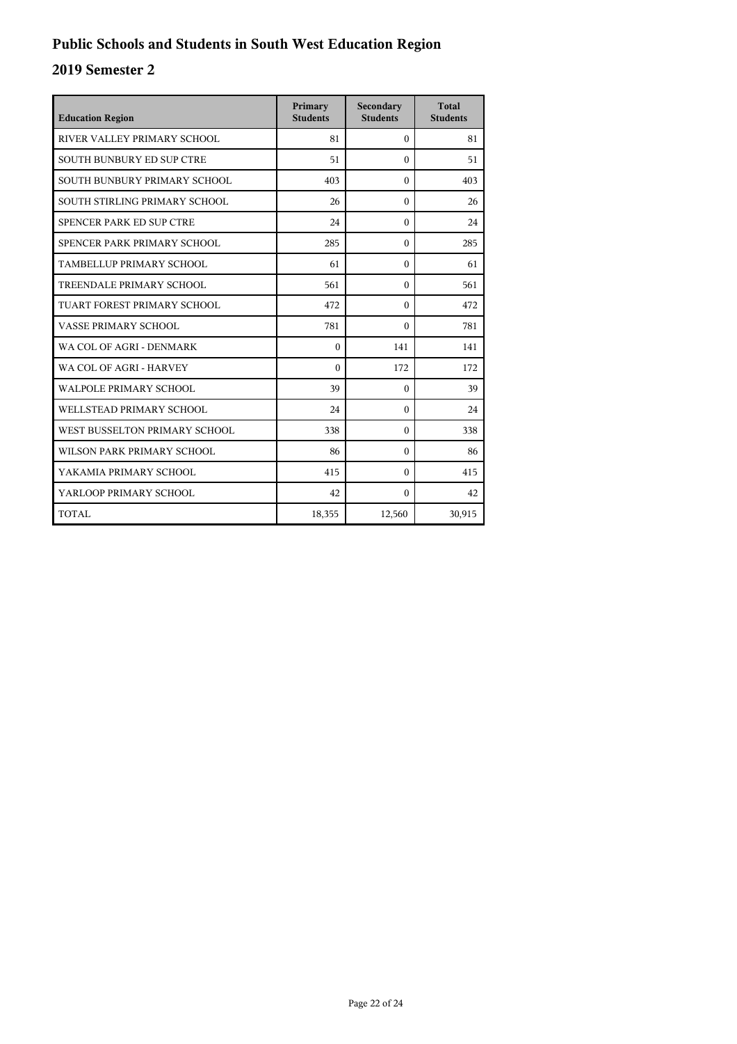# Public Schools and Students in South West Education Region

## 2019 Semester 2

| Education Region | Primary Students | Secondary Students | Total Students |
| --- | --- | --- | --- |
| RIVER VALLEY PRIMARY SCHOOL | 81 | 0 | 81 |
| SOUTH BUNBURY ED SUP CTRE | 51 | 0 | 51 |
| SOUTH BUNBURY PRIMARY SCHOOL | 403 | 0 | 403 |
| SOUTH STIRLING PRIMARY SCHOOL | 26 | 0 | 26 |
| SPENCER PARK ED SUP CTRE | 24 | 0 | 24 |
| SPENCER PARK PRIMARY SCHOOL | 285 | 0 | 285 |
| TAMBELLUP PRIMARY SCHOOL | 61 | 0 | 61 |
| TREENDALE PRIMARY SCHOOL | 561 | 0 | 561 |
| TUART FOREST PRIMARY SCHOOL | 472 | 0 | 472 |
| VASSE PRIMARY SCHOOL | 781 | 0 | 781 |
| WA COL OF AGRI - DENMARK | 0 | 141 | 141 |
| WA COL OF AGRI - HARVEY | 0 | 172 | 172 |
| WALPOLE PRIMARY SCHOOL | 39 | 0 | 39 |
| WELLSTEAD PRIMARY SCHOOL | 24 | 0 | 24 |
| WEST BUSSELTON PRIMARY SCHOOL | 338 | 0 | 338 |
| WILSON PARK PRIMARY SCHOOL | 86 | 0 | 86 |
| YAKAMIA PRIMARY SCHOOL | 415 | 0 | 415 |
| YARLOOP PRIMARY SCHOOL | 42 | 0 | 42 |
| TOTAL | 18,355 | 12,560 | 30,915 |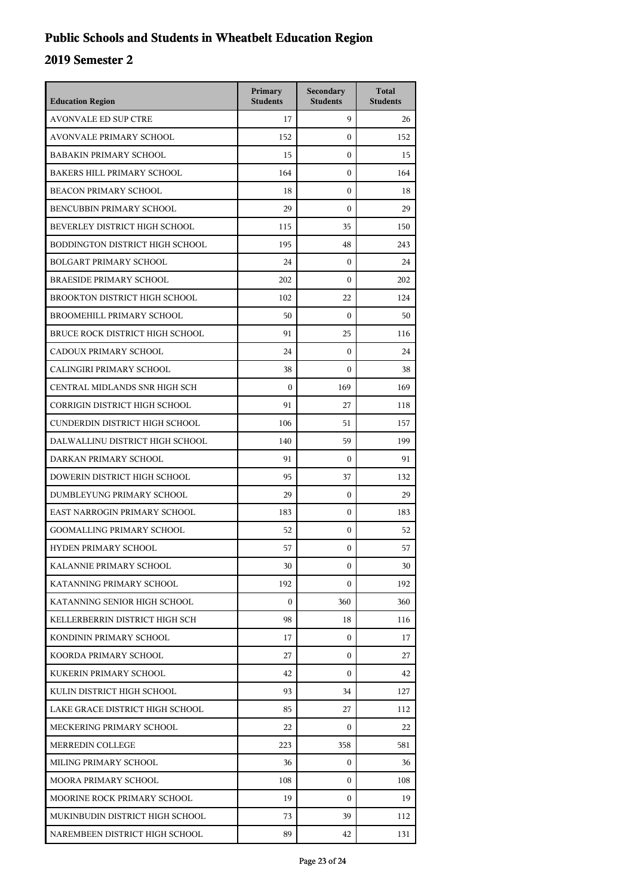# Public Schools and Students in Wheatbelt Education Region

## 2019 Semester 2

| Education Region | Primary Students | Secondary Students | Total Students |
|---|---|---|---|
| AVONVALE ED SUP CTRE | 17 | 9 | 26 |
| AVONVALE PRIMARY SCHOOL | 152 | 0 | 152 |
| BABAKIN PRIMARY SCHOOL | 15 | 0 | 15 |
| BAKERS HILL PRIMARY SCHOOL | 164 | 0 | 164 |
| BEACON PRIMARY SCHOOL | 18 | 0 | 18 |
| BENCUBBIN PRIMARY SCHOOL | 29 | 0 | 29 |
| BEVERLEY DISTRICT HIGH SCHOOL | 115 | 35 | 150 |
| BODDINGTON DISTRICT HIGH SCHOOL | 195 | 48 | 243 |
| BOLGART PRIMARY SCHOOL | 24 | 0 | 24 |
| BRAESIDE PRIMARY SCHOOL | 202 | 0 | 202 |
| BROOKTON DISTRICT HIGH SCHOOL | 102 | 22 | 124 |
| BROOMEHILL PRIMARY SCHOOL | 50 | 0 | 50 |
| BRUCE ROCK DISTRICT HIGH SCHOOL | 91 | 25 | 116 |
| CADOUX PRIMARY SCHOOL | 24 | 0 | 24 |
| CALINGIRI PRIMARY SCHOOL | 38 | 0 | 38 |
| CENTRAL MIDLANDS SNR HIGH SCH | 0 | 169 | 169 |
| CORRIGIN DISTRICT HIGH SCHOOL | 91 | 27 | 118 |
| CUNDERDIN DISTRICT HIGH SCHOOL | 106 | 51 | 157 |
| DALWALLINU DISTRICT HIGH SCHOOL | 140 | 59 | 199 |
| DARKAN PRIMARY SCHOOL | 91 | 0 | 91 |
| DOWERIN DISTRICT HIGH SCHOOL | 95 | 37 | 132 |
| DUMBLEYUNG PRIMARY SCHOOL | 29 | 0 | 29 |
| EAST NARROGIN PRIMARY SCHOOL | 183 | 0 | 183 |
| GOOMALLING PRIMARY SCHOOL | 52 | 0 | 52 |
| HYDEN PRIMARY SCHOOL | 57 | 0 | 57 |
| KALANNIE PRIMARY SCHOOL | 30 | 0 | 30 |
| KATANNING PRIMARY SCHOOL | 192 | 0 | 192 |
| KATANNING SENIOR HIGH SCHOOL | 0 | 360 | 360 |
| KELLERBERRIN DISTRICT HIGH SCH | 98 | 18 | 116 |
| KONDININ PRIMARY SCHOOL | 17 | 0 | 17 |
| KOORDA PRIMARY SCHOOL | 27 | 0 | 27 |
| KUKERIN PRIMARY SCHOOL | 42 | 0 | 42 |
| KULIN DISTRICT HIGH SCHOOL | 93 | 34 | 127 |
| LAKE GRACE DISTRICT HIGH SCHOOL | 85 | 27 | 112 |
| MECKERING PRIMARY SCHOOL | 22 | 0 | 22 |
| MERREDIN COLLEGE | 223 | 358 | 581 |
| MILING PRIMARY SCHOOL | 36 | 0 | 36 |
| MOORA PRIMARY SCHOOL | 108 | 0 | 108 |
| MOORINE ROCK PRIMARY SCHOOL | 19 | 0 | 19 |
| MUKINBUDIN DISTRICT HIGH SCHOOL | 73 | 39 | 112 |
| NAREMBEEN DISTRICT HIGH SCHOOL | 89 | 42 | 131 |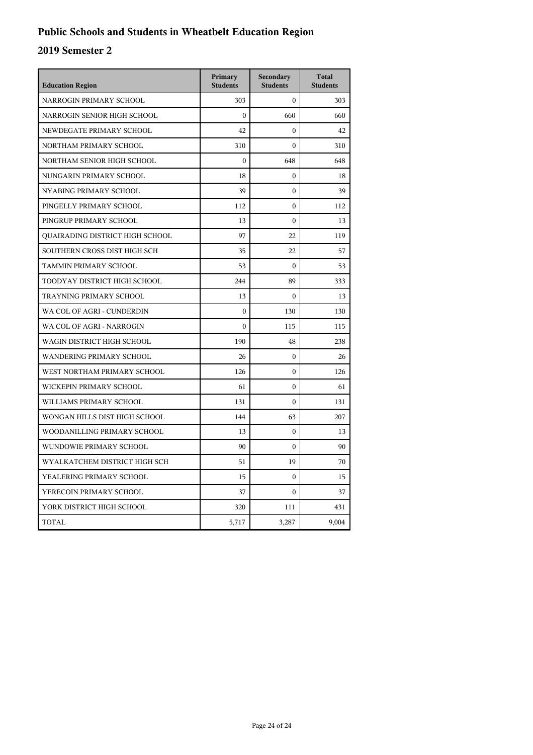# Public Schools and Students in Wheatbelt Education Region

## 2019 Semester 2

| Education Region | Primary Students | Secondary Students | Total Students |
| --- | --- | --- | --- |
| NARROGIN PRIMARY SCHOOL | 303 | 0 | 303 |
| NARROGIN SENIOR HIGH SCHOOL | 0 | 660 | 660 |
| NEWDEGATE PRIMARY SCHOOL | 42 | 0 | 42 |
| NORTHAM PRIMARY SCHOOL | 310 | 0 | 310 |
| NORTHAM SENIOR HIGH SCHOOL | 0 | 648 | 648 |
| NUNGARIN PRIMARY SCHOOL | 18 | 0 | 18 |
| NYABING PRIMARY SCHOOL | 39 | 0 | 39 |
| PINGELLY PRIMARY SCHOOL | 112 | 0 | 112 |
| PINGRUP PRIMARY SCHOOL | 13 | 0 | 13 |
| QUAIRADING DISTRICT HIGH SCHOOL | 97 | 22 | 119 |
| SOUTHERN CROSS DIST HIGH SCH | 35 | 22 | 57 |
| TAMMIN PRIMARY SCHOOL | 53 | 0 | 53 |
| TOODYAY DISTRICT HIGH SCHOOL | 244 | 89 | 333 |
| TRAYNING PRIMARY SCHOOL | 13 | 0 | 13 |
| WA COL OF AGRI - CUNDERDIN | 0 | 130 | 130 |
| WA COL OF AGRI - NARROGIN | 0 | 115 | 115 |
| WAGIN DISTRICT HIGH SCHOOL | 190 | 48 | 238 |
| WANDERING PRIMARY SCHOOL | 26 | 0 | 26 |
| WEST NORTHAM PRIMARY SCHOOL | 126 | 0 | 126 |
| WICKEPIN PRIMARY SCHOOL | 61 | 0 | 61 |
| WILLIAMS PRIMARY SCHOOL | 131 | 0 | 131 |
| WONGAN HILLS DIST HIGH SCHOOL | 144 | 63 | 207 |
| WOODANILLING PRIMARY SCHOOL | 13 | 0 | 13 |
| WUNDOWIE PRIMARY SCHOOL | 90 | 0 | 90 |
| WYALKATCHEM DISTRICT HIGH SCH | 51 | 19 | 70 |
| YEALERING PRIMARY SCHOOL | 15 | 0 | 15 |
| YERECOIN PRIMARY SCHOOL | 37 | 0 | 37 |
| YORK DISTRICT HIGH SCHOOL | 320 | 111 | 431 |
| TOTAL | 5,717 | 3,287 | 9,004 |